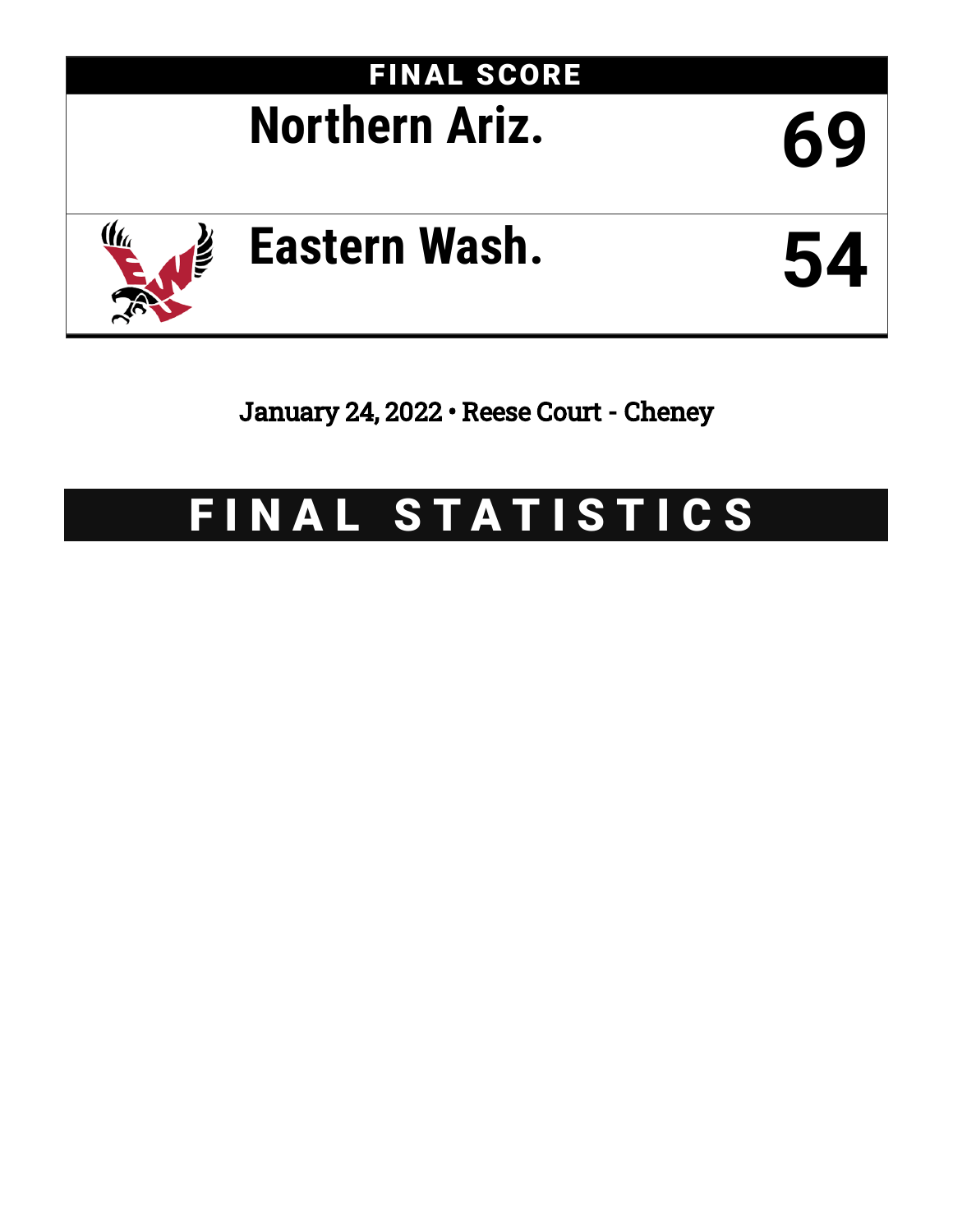## FINAL SCORE

| | |
|---|---|
| Northern Ariz. | 69 |
| Eastern Wash. | 54 |

January 24, 2022 • Reese Court - Cheney

# FINAL STATISTICS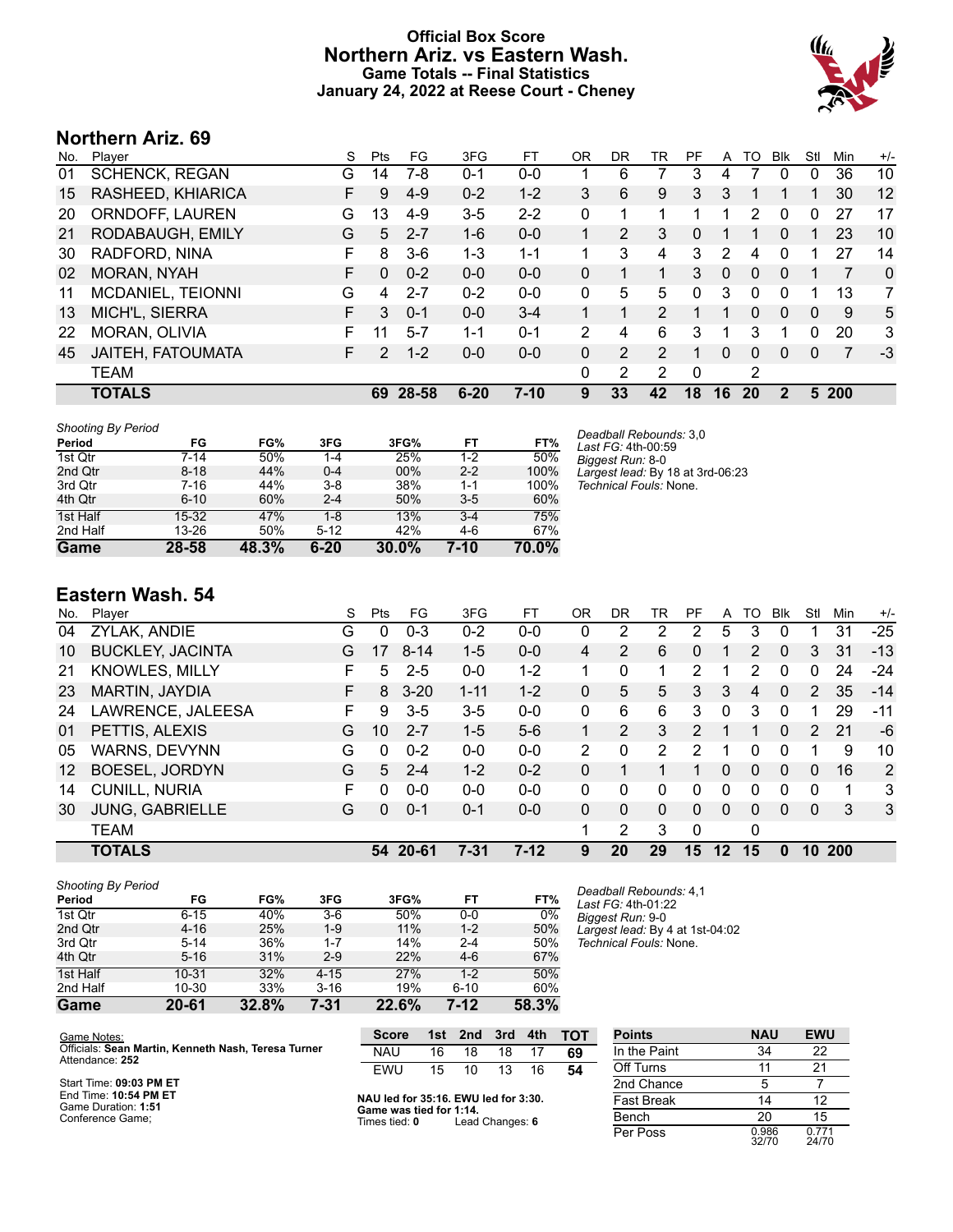# Official Box Score
# Northern Ariz. vs Eastern Wash.
## Game Totals -- Final Statistics
## January 24, 2022 at Reese Court - Cheney

## Northern Ariz. 69

| No. | Player | S | Pts | FG | 3FG | FT | OR | DR | TR | PF | A | TO | Blk | Stl | Min | +/- |
|---|---|---|---|---|---|---|---|---|---|---|---|---|---|---|---|---|
| 01 | SCHENCK, REGAN | G | 14 | 7-8 | 0-1 | 0-0 | 1 | 6 | 7 | 3 | 4 | 7 | 0 | 0 | 36 | 10 |
| 15 | RASHEED, KHIARICA | F | 9 | 4-9 | 0-2 | 1-2 | 3 | 6 | 9 | 3 | 3 | 1 | 1 | 1 | 30 | 12 |
| 20 | ORNDOFF, LAUREN | G | 13 | 4-9 | 3-5 | 2-2 | 0 | 1 | 1 | 1 | 1 | 2 | 0 | 0 | 27 | 17 |
| 21 | RODABAUGH, EMILY | G | 5 | 2-7 | 1-6 | 0-0 | 1 | 2 | 3 | 0 | 1 | 1 | 0 | 1 | 23 | 10 |
| 30 | RADFORD, NINA | F | 8 | 3-6 | 1-3 | 1-1 | 1 | 3 | 4 | 3 | 2 | 4 | 0 | 1 | 27 | 14 |
| 02 | MORAN, NYAH | F | 0 | 0-2 | 0-0 | 0-0 | 0 | 1 | 1 | 3 | 0 | 0 | 0 | 1 | 7 | 0 |
| 11 | MCDANIEL, TEIONNI | G | 4 | 2-7 | 0-2 | 0-0 | 0 | 5 | 5 | 0 | 3 | 0 | 0 | 1 | 13 | 7 |
| 13 | MICH'L, SIERRA | F | 3 | 0-1 | 0-0 | 3-4 | 1 | 1 | 2 | 1 | 1 | 0 | 0 | 0 | 9 | 5 |
| 22 | MORAN, OLIVIA | F | 11 | 5-7 | 1-1 | 0-1 | 2 | 4 | 6 | 3 | 1 | 3 | 1 | 0 | 20 | 3 |
| 45 | JAITEH, FATOUMATA | F | 2 | 1-2 | 0-0 | 0-0 | 0 | 2 | 2 | 1 | 0 | 0 | 0 | 0 | 7 | -3 |
| | TEAM | | | | | | 0 | 2 | 2 | 0 | | 2 | | | | |
| | **TOTALS** | | **69** | **28-58** | **6-20** | **7-10** | **9** | **33** | **42** | **18** | **16** | **20** | **2** | **5** | **200** | |

*Shooting By Period*

| Period | FG | FG% | 3FG | 3FG% | FT | FT% |
|---|---|---|---|---|---|---|
| 1st Qtr | 7-14 | 50% | 1-4 | 25% | 1-2 | 50% |
| 2nd Qtr | 8-18 | 44% | 0-4 | 00% | 2-2 | 100% |
| 3rd Qtr | 7-16 | 44% | 3-8 | 38% | 1-1 | 100% |
| 4th Qtr | 6-10 | 60% | 2-4 | 50% | 3-5 | 60% |
| 1st Half | 15-32 | 47% | 1-8 | 13% | 3-4 | 75% |
| 2nd Half | 13-26 | 50% | 5-12 | 42% | 4-6 | 67% |
| **Game** | **28-58** | **48.3%** | **6-20** | **30.0%** | **7-10** | **70.0%** |

*Deadball Rebounds:* 3,0
*Last FG:* 4th-00:59
*Biggest Run:* 8-0
*Largest lead:* By 18 at 3rd-06:23
*Technical Fouls:* None.

## Eastern Wash. 54

| No. | Player | S | Pts | FG | 3FG | FT | OR | DR | TR | PF | A | TO | Blk | Stl | Min | +/- |
|---|---|---|---|---|---|---|---|---|---|---|---|---|---|---|---|---|
| 04 | ZYLAK, ANDIE | G | 0 | 0-3 | 0-2 | 0-0 | 0 | 2 | 2 | 2 | 5 | 3 | 0 | 1 | 31 | -25 |
| 10 | BUCKLEY, JACINTA | G | 17 | 8-14 | 1-5 | 0-0 | 4 | 2 | 6 | 0 | 1 | 2 | 0 | 3 | 31 | -13 |
| 21 | KNOWLES, MILLY | F | 5 | 2-5 | 0-0 | 1-2 | 1 | 0 | 1 | 2 | 1 | 2 | 0 | 0 | 24 | -24 |
| 23 | MARTIN, JAYDIA | F | 8 | 3-20 | 1-11 | 1-2 | 0 | 5 | 5 | 3 | 3 | 4 | 0 | 2 | 35 | -14 |
| 24 | LAWRENCE, JALEESA | F | 9 | 3-5 | 3-5 | 0-0 | 0 | 6 | 6 | 3 | 0 | 3 | 0 | 1 | 29 | -11 |
| 01 | PETTIS, ALEXIS | G | 10 | 2-7 | 1-5 | 5-6 | 1 | 2 | 3 | 2 | 1 | 1 | 0 | 2 | 21 | -6 |
| 05 | WARNS, DEVYNN | G | 0 | 0-2 | 0-0 | 0-0 | 2 | 0 | 2 | 2 | 1 | 0 | 0 | 1 | 9 | 10 |
| 12 | BOESEL, JORDYN | G | 5 | 2-4 | 1-2 | 0-2 | 0 | 1 | 1 | 1 | 0 | 0 | 0 | 0 | 16 | 2 |
| 14 | CUNILL, NURIA | F | 0 | 0-0 | 0-0 | 0-0 | 0 | 0 | 0 | 0 | 0 | 0 | 0 | 0 | 1 | 3 |
| 30 | JUNG, GABRIELLE | G | 0 | 0-1 | 0-1 | 0-0 | 0 | 0 | 0 | 0 | 0 | 0 | 0 | 0 | 3 | 3 |
| | TEAM | | | | | | 1 | 2 | 3 | 0 | | 0 | | | | |
| | **TOTALS** | | **54** | **20-61** | **7-31** | **7-12** | **9** | **20** | **29** | **15** | **12** | **15** | **0** | **10** | **200** | |

*Shooting By Period*

| Period | FG | FG% | 3FG | 3FG% | FT | FT% |
|---|---|---|---|---|---|---|
| 1st Qtr | 6-15 | 40% | 3-6 | 50% | 0-0 | 0% |
| 2nd Qtr | 4-16 | 25% | 1-9 | 11% | 1-2 | 50% |
| 3rd Qtr | 5-14 | 36% | 1-7 | 14% | 2-4 | 50% |
| 4th Qtr | 5-16 | 31% | 2-9 | 22% | 4-6 | 67% |
| 1st Half | 10-31 | 32% | 4-15 | 27% | 1-2 | 50% |
| 2nd Half | 10-30 | 33% | 3-16 | 19% | 6-10 | 60% |
| **Game** | **20-61** | **32.8%** | **7-31** | **22.6%** | **7-12** | **58.3%** |

*Deadball Rebounds:* 4,1
*Last FG:* 4th-01:22
*Biggest Run:* 9-0
*Largest lead:* By 4 at 1st-04:02
*Technical Fouls:* None.

Game Notes:
Officials: **Sean Martin, Kenneth Nash, Teresa Turner**
Attendance: **252**

Start Time: **09:03 PM ET**
End Time: **10:54 PM ET**
Game Duration: **1:51**
Conference Game;

| Score | 1st | 2nd | 3rd | 4th | TOT |
|---|---|---|---|---|---|
| NAU | 16 | 18 | 18 | 17 | **69** |
| EWU | 15 | 10 | 13 | 16 | **54** |

**NAU led for 35:16. EWU led for 3:30.**
**Game was tied for 1:14.**
Times tied: **0** Lead Changes: **6**

| Points | NAU | EWU |
|---|---|---|
| In the Paint | 34 | 22 |
| Off Turns | 11 | 21 |
| 2nd Chance | 5 | 7 |
| Fast Break | 14 | 12 |
| Bench | 20 | 15 |
| Per Poss | 0.986 32/70 | 0.771 24/70 |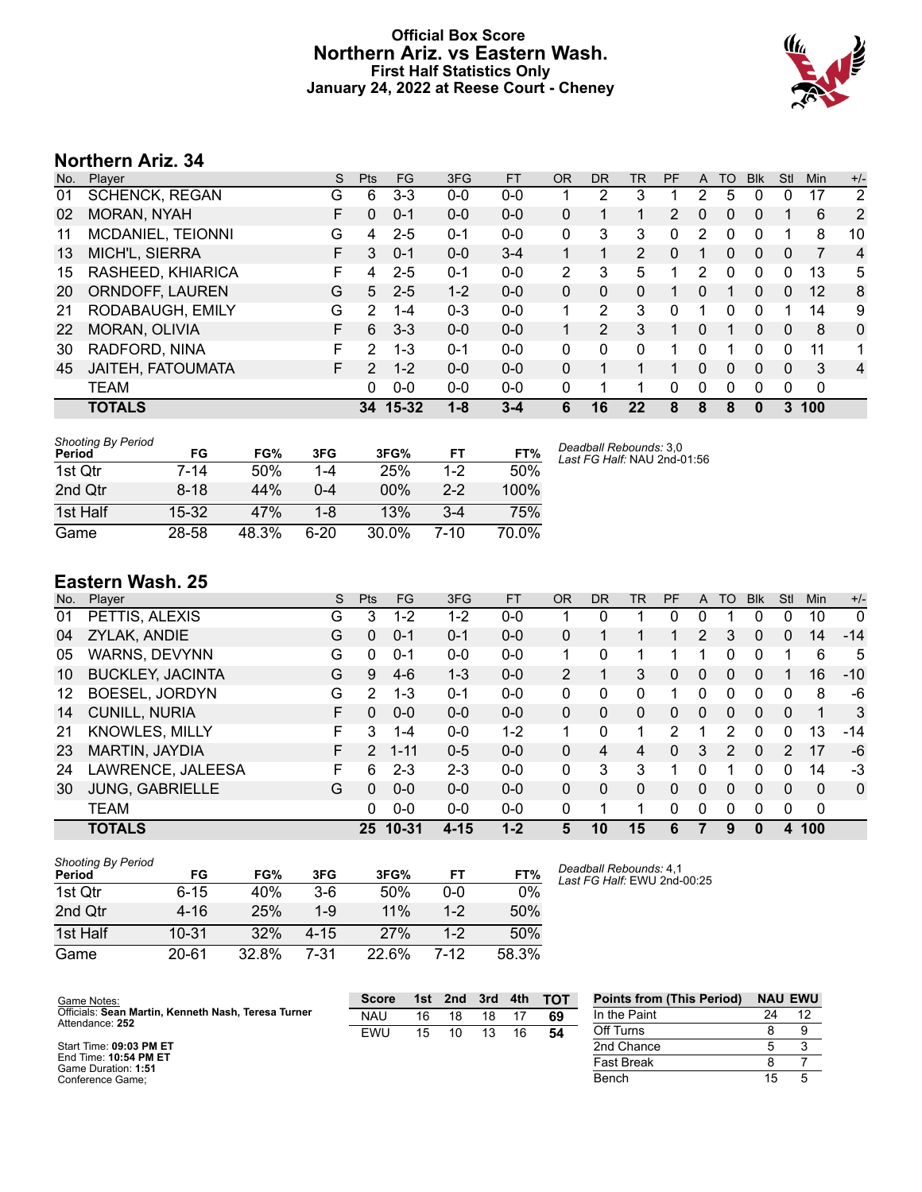# Official Box Score
## Northern Ariz. vs Eastern Wash.
### First Half Statistics Only
### January 24, 2022 at Reese Court - Cheney

## Northern Ariz. 34

| No. | Player | S | Pts | FG | 3FG | FT | OR | DR | TR | PF | A | TO | Blk | Stl | Min | +/- |
|---|---|---|---|---|---|---|---|---|---|---|---|---|---|---|---|---|
| 01 | SCHENCK, REGAN | G | 6 | 3-3 | 0-0 | 0-0 | 1 | 2 | 3 | 1 | 2 | 5 | 0 | 0 | 17 | 2 |
| 02 | MORAN, NYAH | F | 0 | 0-1 | 0-0 | 0-0 | 0 | 1 | 1 | 2 | 0 | 0 | 0 | 1 | 6 | 2 |
| 11 | MCDANIEL, TEIONNI | G | 4 | 2-5 | 0-1 | 0-0 | 0 | 3 | 3 | 0 | 2 | 0 | 0 | 1 | 8 | 10 |
| 13 | MICH'L, SIERRA | F | 3 | 0-1 | 0-0 | 3-4 | 1 | 1 | 2 | 0 | 1 | 0 | 0 | 0 | 7 | 4 |
| 15 | RASHEED, KHIARICA | F | 4 | 2-5 | 0-1 | 0-0 | 2 | 3 | 5 | 1 | 2 | 0 | 0 | 0 | 13 | 5 |
| 20 | ORNDOFF, LAUREN | G | 5 | 2-5 | 1-2 | 0-0 | 0 | 0 | 0 | 1 | 0 | 1 | 0 | 0 | 12 | 8 |
| 21 | RODABAUGH, EMILY | G | 2 | 1-4 | 0-3 | 0-0 | 1 | 2 | 3 | 0 | 1 | 0 | 0 | 1 | 14 | 9 |
| 22 | MORAN, OLIVIA | F | 6 | 3-3 | 0-0 | 0-0 | 1 | 2 | 3 | 1 | 0 | 1 | 0 | 0 | 8 | 0 |
| 30 | RADFORD, NINA | F | 2 | 1-3 | 0-1 | 0-0 | 0 | 0 | 0 | 1 | 0 | 1 | 0 | 0 | 11 | 1 |
| 45 | JAITEH, FATOUMATA | F | 2 | 1-2 | 0-0 | 0-0 | 0 | 1 | 1 | 1 | 0 | 0 | 0 | 0 | 3 | 4 |
| | TEAM | | 0 | 0-0 | 0-0 | 0-0 | 0 | 1 | 1 | 0 | 0 | 0 | 0 | 0 | 0 | |
| | **TOTALS** | | **34** | **15-32** | **1-8** | **3-4** | **6** | **16** | **22** | **8** | **8** | **8** | **0** | **3** | **100** | |

| Shooting By Period Period | FG | FG% | 3FG | 3FG% | FT | FT% |
|---|---|---|---|---|---|---|
| 1st Qtr | 7-14 | 50% | 1-4 | 25% | 1-2 | 50% |
| 2nd Qtr | 8-18 | 44% | 0-4 | 00% | 2-2 | 100% |
| 1st Half | 15-32 | 47% | 1-8 | 13% | 3-4 | 75% |
| Game | 28-58 | 48.3% | 6-20 | 30.0% | 7-10 | 70.0% |

*Deadball Rebounds:* 3,0
*Last FG Half:* NAU 2nd-01:56

## Eastern Wash. 25

| No. | Player | S | Pts | FG | 3FG | FT | OR | DR | TR | PF | A | TO | Blk | Stl | Min | +/- |
|---|---|---|---|---|---|---|---|---|---|---|---|---|---|---|---|---|
| 01 | PETTIS, ALEXIS | G | 3 | 1-2 | 1-2 | 0-0 | 1 | 0 | 1 | 0 | 0 | 1 | 0 | 0 | 10 | 0 |
| 04 | ZYLAK, ANDIE | G | 0 | 0-1 | 0-1 | 0-0 | 0 | 1 | 1 | 1 | 2 | 3 | 0 | 0 | 14 | -14 |
| 05 | WARNS, DEVYNN | G | 0 | 0-1 | 0-0 | 0-0 | 1 | 0 | 1 | 1 | 1 | 0 | 0 | 1 | 6 | 5 |
| 10 | BUCKLEY, JACINTA | G | 9 | 4-6 | 1-3 | 0-0 | 2 | 1 | 3 | 0 | 0 | 0 | 0 | 1 | 16 | -10 |
| 12 | BOESEL, JORDYN | G | 2 | 1-3 | 0-1 | 0-0 | 0 | 0 | 0 | 1 | 0 | 0 | 0 | 0 | 8 | -6 |
| 14 | CUNILL, NURIA | F | 0 | 0-0 | 0-0 | 0-0 | 0 | 0 | 0 | 0 | 0 | 0 | 0 | 0 | 1 | 3 |
| 21 | KNOWLES, MILLY | F | 3 | 1-4 | 0-0 | 1-2 | 1 | 0 | 1 | 2 | 1 | 2 | 0 | 0 | 13 | -14 |
| 23 | MARTIN, JAYDIA | F | 2 | 1-11 | 0-5 | 0-0 | 0 | 4 | 4 | 0 | 3 | 2 | 0 | 2 | 17 | -6 |
| 24 | LAWRENCE, JALEESA | F | 6 | 2-3 | 2-3 | 0-0 | 0 | 3 | 3 | 1 | 0 | 1 | 0 | 0 | 14 | -3 |
| 30 | JUNG, GABRIELLE | G | 0 | 0-0 | 0-0 | 0-0 | 0 | 0 | 0 | 0 | 0 | 0 | 0 | 0 | 0 | 0 |
| | TEAM | | 0 | 0-0 | 0-0 | 0-0 | 0 | 1 | 1 | 0 | 0 | 0 | 0 | 0 | 0 | |
| | **TOTALS** | | **25** | **10-31** | **4-15** | **1-2** | **5** | **10** | **15** | **6** | **7** | **9** | **0** | **4** | **100** | |

| Shooting By Period Period | FG | FG% | 3FG | 3FG% | FT | FT% |
|---|---|---|---|---|---|---|
| 1st Qtr | 6-15 | 40% | 3-6 | 50% | 0-0 | 0% |
| 2nd Qtr | 4-16 | 25% | 1-9 | 11% | 1-2 | 50% |
| 1st Half | 10-31 | 32% | 4-15 | 27% | 1-2 | 50% |
| Game | 20-61 | 32.8% | 7-31 | 22.6% | 7-12 | 58.3% |

*Deadball Rebounds:* 4,1
*Last FG Half:* EWU 2nd-00:25

Game Notes:
Officials: **Sean Martin, Kenneth Nash, Teresa Turner**
Attendance: **252**

Start Time: **09:03 PM ET**
End Time: **10:54 PM ET**
Game Duration: **1:51**
Conference Game;

| Score | 1st | 2nd | 3rd | 4th | TOT |
|---|---|---|---|---|---|
| NAU | 16 | 18 | 18 | 17 | 69 |
| EWU | 15 | 10 | 13 | 16 | 54 |

| Points from (This Period) | NAU | EWU |
|---|---|---|
| In the Paint | 24 | 12 |
| Off Turns | 8 | 9 |
| 2nd Chance | 5 | 3 |
| Fast Break | 8 | 7 |
| Bench | 15 | 5 |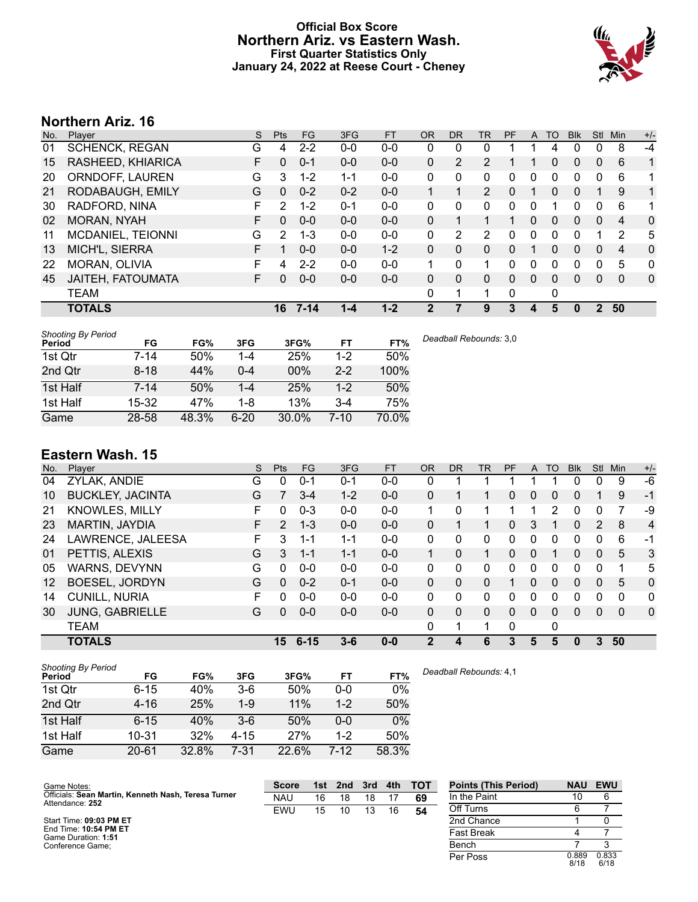# Official Box Score
## Northern Ariz. vs Eastern Wash.
### First Quarter Statistics Only
### January 24, 2022 at Reese Court - Cheney

## Northern Ariz. 16

| No. | Player | S | Pts | FG | 3FG | FT | OR | DR | TR | PF | A | TO | Blk | Stl | Min | +/- |
|---|---|---|---|---|---|---|---|---|---|---|---|---|---|---|---|---|
| 01 | SCHENCK, REGAN | G | 4 | 2-2 | 0-0 | 0-0 | 0 | 0 | 0 | 1 | 1 | 4 | 0 | 0 | 8 | -4 |
| 15 | RASHEED, KHIARICA | F | 0 | 0-1 | 0-0 | 0-0 | 0 | 2 | 2 | 1 | 1 | 0 | 0 | 0 | 6 | 1 |
| 20 | ORNDOFF, LAUREN | G | 3 | 1-2 | 1-1 | 0-0 | 0 | 0 | 0 | 0 | 0 | 0 | 0 | 0 | 6 | 1 |
| 21 | RODABAUGH, EMILY | G | 0 | 0-2 | 0-2 | 0-0 | 1 | 1 | 2 | 0 | 1 | 0 | 0 | 1 | 9 | 1 |
| 30 | RADFORD, NINA | F | 2 | 1-2 | 0-1 | 0-0 | 0 | 0 | 0 | 0 | 0 | 1 | 0 | 0 | 6 | 1 |
| 02 | MORAN, NYAH | F | 0 | 0-0 | 0-0 | 0-0 | 0 | 1 | 1 | 1 | 0 | 0 | 0 | 0 | 4 | 0 |
| 11 | MCDANIEL, TEIONNI | G | 2 | 1-3 | 0-0 | 0-0 | 0 | 2 | 2 | 0 | 0 | 0 | 0 | 1 | 2 | 5 |
| 13 | MICH'L, SIERRA | F | 1 | 0-0 | 0-0 | 1-2 | 0 | 0 | 0 | 0 | 1 | 0 | 0 | 0 | 4 | 0 |
| 22 | MORAN, OLIVIA | F | 4 | 2-2 | 0-0 | 0-0 | 1 | 0 | 1 | 0 | 0 | 0 | 0 | 0 | 5 | 0 |
| 45 | JAITEH, FATOUMATA | F | 0 | 0-0 | 0-0 | 0-0 | 0 | 0 | 0 | 0 | 0 | 0 | 0 | 0 | 0 | 0 |
| | TEAM | | | | | | 0 | 1 | 1 | 0 | | 0 | | | | |
| | **TOTALS** | | **16** | **7-14** | **1-4** | **1-2** | **2** | **7** | **9** | **3** | **4** | **5** | **0** | **2** | **50** | |

| Shooting By Period Period | FG | FG% | 3FG | 3FG% | FT | FT% |
|---|---|---|---|---|---|---|
| 1st Qtr | 7-14 | 50% | 1-4 | 25% | 1-2 | 50% |
| 2nd Qtr | 8-18 | 44% | 0-4 | 00% | 2-2 | 100% |
| 1st Half | 7-14 | 50% | 1-4 | 25% | 1-2 | 50% |
| 1st Half | 15-32 | 47% | 1-8 | 13% | 3-4 | 75% |
| Game | 28-58 | 48.3% | 6-20 | 30.0% | 7-10 | 70.0% |

*Deadball Rebounds:* 3,0

## Eastern Wash. 15

| No. | Player | S | Pts | FG | 3FG | FT | OR | DR | TR | PF | A | TO | Blk | Stl | Min | +/- |
|---|---|---|---|---|---|---|---|---|---|---|---|---|---|---|---|---|
| 04 | ZYLAK, ANDIE | G | 0 | 0-1 | 0-1 | 0-0 | 0 | 1 | 1 | 1 | 1 | 1 | 0 | 0 | 9 | -6 |
| 10 | BUCKLEY, JACINTA | G | 7 | 3-4 | 1-2 | 0-0 | 0 | 1 | 1 | 0 | 0 | 0 | 0 | 1 | 9 | -1 |
| 21 | KNOWLES, MILLY | F | 0 | 0-3 | 0-0 | 0-0 | 1 | 0 | 1 | 1 | 1 | 2 | 0 | 0 | 7 | -9 |
| 23 | MARTIN, JAYDIA | F | 2 | 1-3 | 0-0 | 0-0 | 0 | 1 | 1 | 0 | 3 | 1 | 0 | 2 | 8 | 4 |
| 24 | LAWRENCE, JALEESA | F | 3 | 1-1 | 1-1 | 0-0 | 0 | 0 | 0 | 0 | 0 | 0 | 0 | 0 | 6 | -1 |
| 01 | PETTIS, ALEXIS | G | 3 | 1-1 | 1-1 | 0-0 | 1 | 0 | 1 | 0 | 0 | 1 | 0 | 0 | 5 | 3 |
| 05 | WARNS, DEVYNN | G | 0 | 0-0 | 0-0 | 0-0 | 0 | 0 | 0 | 0 | 0 | 0 | 0 | 0 | 1 | 5 |
| 12 | BOESEL, JORDYN | G | 0 | 0-2 | 0-1 | 0-0 | 0 | 0 | 0 | 1 | 0 | 0 | 0 | 0 | 5 | 0 |
| 14 | CUNILL, NURIA | F | 0 | 0-0 | 0-0 | 0-0 | 0 | 0 | 0 | 0 | 0 | 0 | 0 | 0 | 0 | 0 |
| 30 | JUNG, GABRIELLE | G | 0 | 0-0 | 0-0 | 0-0 | 0 | 0 | 0 | 0 | 0 | 0 | 0 | 0 | 0 | 0 |
| | TEAM | | | | | | 0 | 1 | 1 | 0 | | 0 | | | | |
| | **TOTALS** | | **15** | **6-15** | **3-6** | **0-0** | **2** | **4** | **6** | **3** | **5** | **5** | **0** | **3** | **50** | |

| Shooting By Period Period | FG | FG% | 3FG | 3FG% | FT | FT% |
|---|---|---|---|---|---|---|
| 1st Qtr | 6-15 | 40% | 3-6 | 50% | 0-0 | 0% |
| 2nd Qtr | 4-16 | 25% | 1-9 | 11% | 1-2 | 50% |
| 1st Half | 6-15 | 40% | 3-6 | 50% | 0-0 | 0% |
| 1st Half | 10-31 | 32% | 4-15 | 27% | 1-2 | 50% |
| Game | 20-61 | 32.8% | 7-31 | 22.6% | 7-12 | 58.3% |

*Deadball Rebounds:* 4,1

Game Notes:
Officials: **Sean Martin, Kenneth Nash, Teresa Turner**
Attendance: **252**

Start Time: **09:03 PM ET**
End Time: **10:54 PM ET**
Game Duration: **1:51**
Conference Game;

| Score | 1st | 2nd | 3rd | 4th | TOT |
|---|---|---|---|---|---|
| NAU | 16 | 18 | 18 | 17 | **69** |
| EWU | 15 | 10 | 13 | 16 | **54** |

| Points (This Period) | NAU | EWU |
|---|---|---|
| In the Paint | 10 | 6 |
| Off Turns | 6 | 7 |
| 2nd Chance | 1 | 0 |
| Fast Break | 4 | 7 |
| Bench | 7 | 3 |
| Per Poss | 0.889 8/18 | 0.833 6/18 |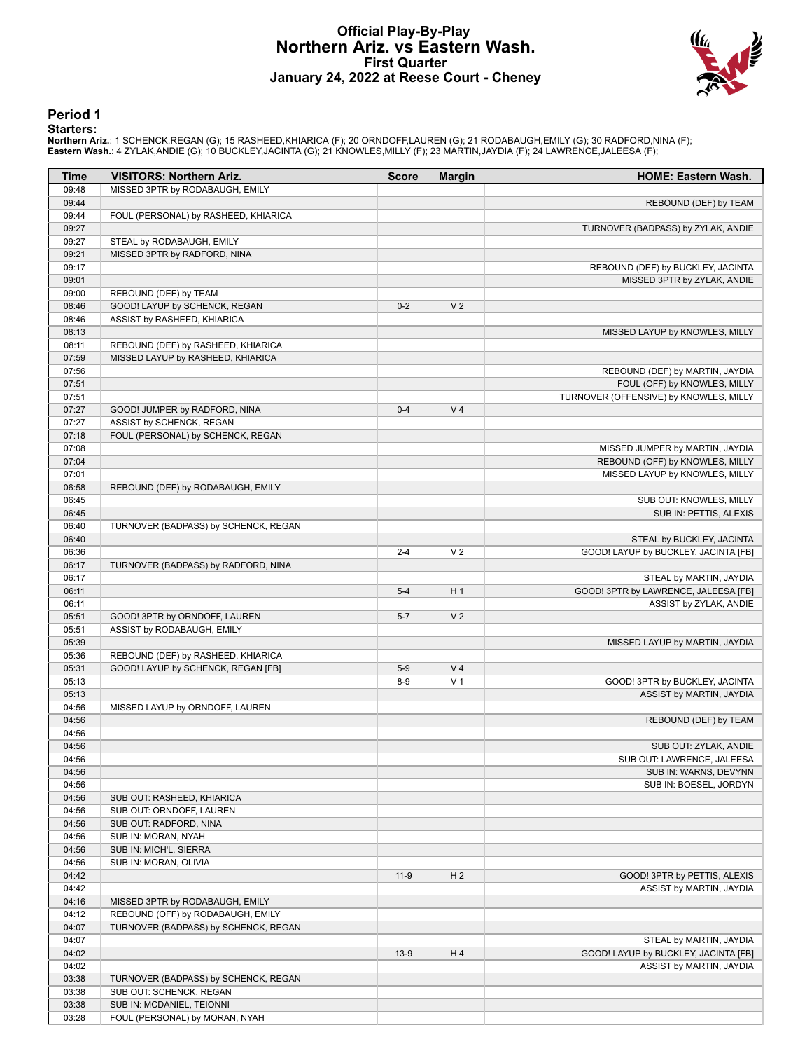# Official Play-By-Play
## Northern Ariz. vs Eastern Wash.
### First Quarter
### January 24, 2022 at Reese Court - Cheney

## Period 1

**Starters:**

**Northern Ariz.**: 1 SCHENCK,REGAN (G); 15 RASHEED,KHIARICA (F); 20 ORNDOFF,LAUREN (G); 21 RODABAUGH,EMILY (G); 30 RADFORD,NINA (F);
**Eastern Wash.**: 4 ZYLAK,ANDIE (G); 10 BUCKLEY,JACINTA (G); 21 KNOWLES,MILLY (F); 23 MARTIN,JAYDIA (F); 24 LAWRENCE,JALEESA (F);

| Time | VISITORS: Northern Ariz. | Score | Margin | HOME: Eastern Wash. |
|---|---|---|---|---|
| 09:48 | MISSED 3PTR by RODABAUGH, EMILY | | | |
| 09:44 | | | | REBOUND (DEF) by TEAM |
| 09:44 | FOUL (PERSONAL) by RASHEED, KHIARICA | | | |
| 09:27 | | | | TURNOVER (BADPASS) by ZYLAK, ANDIE |
| 09:27 | STEAL by RODABAUGH, EMILY | | | |
| 09:21 | MISSED 3PTR by RADFORD, NINA | | | |
| 09:17 | | | | REBOUND (DEF) by BUCKLEY, JACINTA |
| 09:01 | | | | MISSED 3PTR by ZYLAK, ANDIE |
| 09:00 | REBOUND (DEF) by TEAM | | | |
| 08:46 | GOOD! LAYUP by SCHENCK, REGAN | 0-2 | V 2 | |
| 08:46 | ASSIST by RASHEED, KHIARICA | | | |
| 08:13 | | | | MISSED LAYUP by KNOWLES, MILLY |
| 08:11 | REBOUND (DEF) by RASHEED, KHIARICA | | | |
| 07:59 | MISSED LAYUP by RASHEED, KHIARICA | | | |
| 07:56 | | | | REBOUND (DEF) by MARTIN, JAYDIA |
| 07:51 | | | | FOUL (OFF) by KNOWLES, MILLY |
| 07:51 | | | | TURNOVER (OFFENSIVE) by KNOWLES, MILLY |
| 07:27 | GOOD! JUMPER by RADFORD, NINA | 0-4 | V 4 | |
| 07:27 | ASSIST by SCHENCK, REGAN | | | |
| 07:18 | FOUL (PERSONAL) by SCHENCK, REGAN | | | |
| 07:08 | | | | MISSED JUMPER by MARTIN, JAYDIA |
| 07:04 | | | | REBOUND (OFF) by KNOWLES, MILLY |
| 07:01 | | | | MISSED LAYUP by KNOWLES, MILLY |
| 06:58 | REBOUND (DEF) by RODABAUGH, EMILY | | | |
| 06:45 | | | | SUB OUT: KNOWLES, MILLY |
| 06:45 | | | | SUB IN: PETTIS, ALEXIS |
| 06:40 | TURNOVER (BADPASS) by SCHENCK, REGAN | | | |
| 06:40 | | | | STEAL by BUCKLEY, JACINTA |
| 06:36 | | 2-4 | V 2 | GOOD! LAYUP by BUCKLEY, JACINTA [FB] |
| 06:17 | TURNOVER (BADPASS) by RADFORD, NINA | | | |
| 06:17 | | | | STEAL by MARTIN, JAYDIA |
| 06:11 | | 5-4 | H 1 | GOOD! 3PTR by LAWRENCE, JALEESA [FB] |
| 06:11 | | | | ASSIST by ZYLAK, ANDIE |
| 05:51 | GOOD! 3PTR by ORNDOFF, LAUREN | 5-7 | V 2 | |
| 05:51 | ASSIST by RODABAUGH, EMILY | | | |
| 05:39 | | | | MISSED LAYUP by MARTIN, JAYDIA |
| 05:36 | REBOUND (DEF) by RASHEED, KHIARICA | | | |
| 05:31 | GOOD! LAYUP by SCHENCK, REGAN [FB] | 5-9 | V 4 | |
| 05:13 | | 8-9 | V 1 | GOOD! 3PTR by BUCKLEY, JACINTA |
| 05:13 | | | | ASSIST by MARTIN, JAYDIA |
| 04:56 | MISSED LAYUP by ORNDOFF, LAUREN | | | |
| 04:56 | | | | REBOUND (DEF) by TEAM |
| 04:56 | | | | |
| 04:56 | | | | SUB OUT: ZYLAK, ANDIE |
| 04:56 | | | | SUB OUT: LAWRENCE, JALEESA |
| 04:56 | | | | SUB IN: WARNS, DEVYNN |
| 04:56 | | | | SUB IN: BOESEL, JORDYN |
| 04:56 | SUB OUT: RASHEED, KHIARICA | | | |
| 04:56 | SUB OUT: ORNDOFF, LAUREN | | | |
| 04:56 | SUB OUT: RADFORD, NINA | | | |
| 04:56 | SUB IN: MORAN, NYAH | | | |
| 04:56 | SUB IN: MICH'L, SIERRA | | | |
| 04:56 | SUB IN: MORAN, OLIVIA | | | |
| 04:42 | | 11-9 | H 2 | GOOD! 3PTR by PETTIS, ALEXIS |
| 04:42 | | | | ASSIST by MARTIN, JAYDIA |
| 04:16 | MISSED 3PTR by RODABAUGH, EMILY | | | |
| 04:12 | REBOUND (OFF) by RODABAUGH, EMILY | | | |
| 04:07 | TURNOVER (BADPASS) by SCHENCK, REGAN | | | |
| 04:07 | | | | STEAL by MARTIN, JAYDIA |
| 04:02 | | 13-9 | H 4 | GOOD! LAYUP by BUCKLEY, JACINTA [FB] |
| 04:02 | | | | ASSIST by MARTIN, JAYDIA |
| 03:38 | TURNOVER (BADPASS) by SCHENCK, REGAN | | | |
| 03:38 | SUB OUT: SCHENCK, REGAN | | | |
| 03:38 | SUB IN: MCDANIEL, TEIONNI | | | |
| 03:28 | FOUL (PERSONAL) by MORAN, NYAH | | | |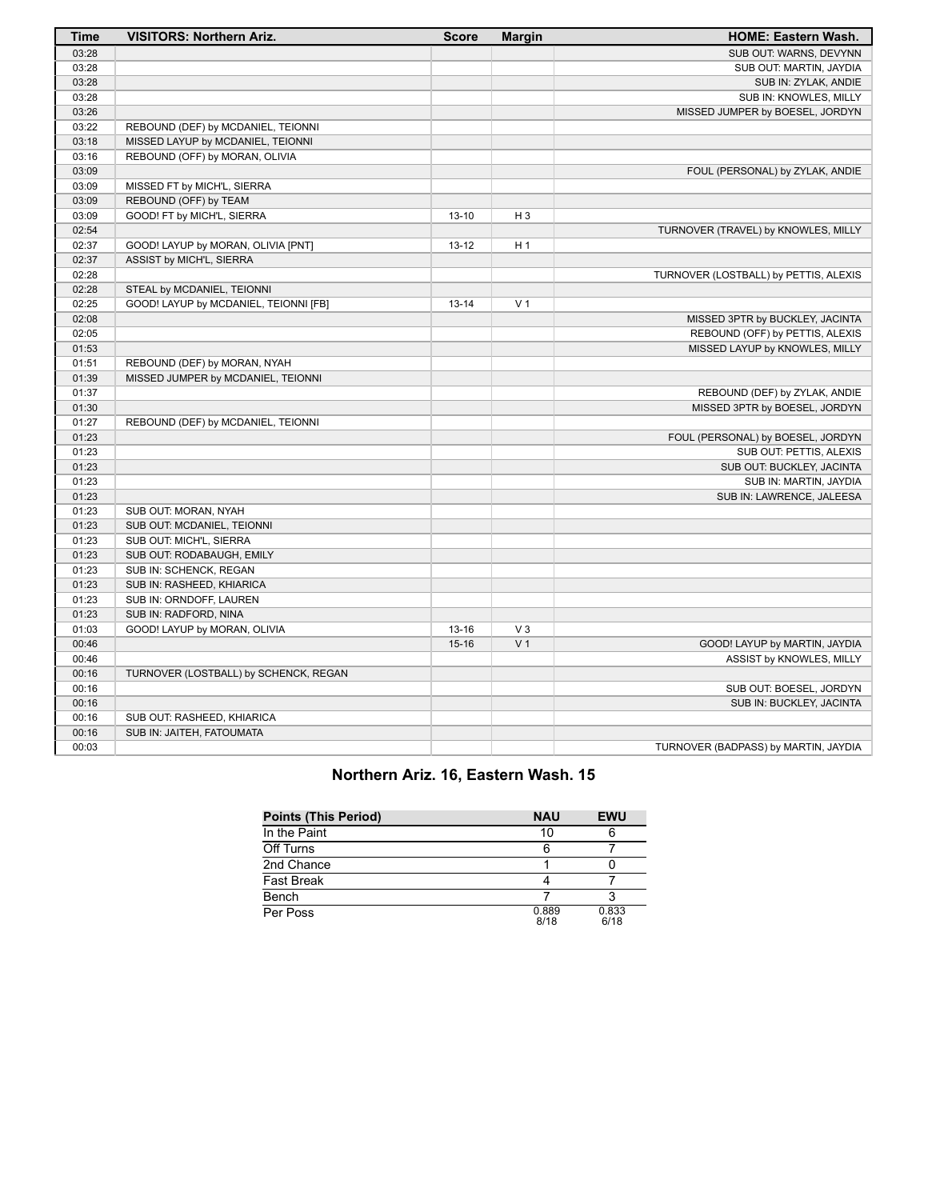| Time | VISITORS: Northern Ariz. | Score | Margin | HOME: Eastern Wash. |
|---|---|---|---|---|
| 03:28 | | | | SUB OUT: WARNS, DEVYNN |
| 03:28 | | | | SUB OUT: MARTIN, JAYDIA |
| 03:28 | | | | SUB IN: ZYLAK, ANDIE |
| 03:28 | | | | SUB IN: KNOWLES, MILLY |
| 03:26 | | | | MISSED JUMPER by BOESEL, JORDYN |
| 03:22 | REBOUND (DEF) by MCDANIEL, TEIONNI | | | |
| 03:18 | MISSED LAYUP by MCDANIEL, TEIONNI | | | |
| 03:16 | REBOUND (OFF) by MORAN, OLIVIA | | | |
| 03:09 | | | | FOUL (PERSONAL) by ZYLAK, ANDIE |
| 03:09 | MISSED FT by MICH'L, SIERRA | | | |
| 03:09 | REBOUND (OFF) by TEAM | | | |
| 03:09 | GOOD! FT by MICH'L, SIERRA | 13-10 | H 3 | |
| 02:54 | | | | TURNOVER (TRAVEL) by KNOWLES, MILLY |
| 02:37 | GOOD! LAYUP by MORAN, OLIVIA [PNT] | 13-12 | H 1 | |
| 02:37 | ASSIST by MICH'L, SIERRA | | | |
| 02:28 | | | | TURNOVER (LOSTBALL) by PETTIS, ALEXIS |
| 02:28 | STEAL by MCDANIEL, TEIONNI | | | |
| 02:25 | GOOD! LAYUP by MCDANIEL, TEIONNI [FB] | 13-14 | V 1 | |
| 02:08 | | | | MISSED 3PTR by BUCKLEY, JACINTA |
| 02:05 | | | | REBOUND (OFF) by PETTIS, ALEXIS |
| 01:53 | | | | MISSED LAYUP by KNOWLES, MILLY |
| 01:51 | REBOUND (DEF) by MORAN, NYAH | | | |
| 01:39 | MISSED JUMPER by MCDANIEL, TEIONNI | | | |
| 01:37 | | | | REBOUND (DEF) by ZYLAK, ANDIE |
| 01:30 | | | | MISSED 3PTR by BOESEL, JORDYN |
| 01:27 | REBOUND (DEF) by MCDANIEL, TEIONNI | | | |
| 01:23 | | | | FOUL (PERSONAL) by BOESEL, JORDYN |
| 01:23 | | | | SUB OUT: PETTIS, ALEXIS |
| 01:23 | | | | SUB OUT: BUCKLEY, JACINTA |
| 01:23 | | | | SUB IN: MARTIN, JAYDIA |
| 01:23 | | | | SUB IN: LAWRENCE, JALEESA |
| 01:23 | SUB OUT: MORAN, NYAH | | | |
| 01:23 | SUB OUT: MCDANIEL, TEIONNI | | | |
| 01:23 | SUB OUT: MICH'L, SIERRA | | | |
| 01:23 | SUB OUT: RODABAUGH, EMILY | | | |
| 01:23 | SUB IN: SCHENCK, REGAN | | | |
| 01:23 | SUB IN: RASHEED, KHIARICA | | | |
| 01:23 | SUB IN: ORNDOFF, LAUREN | | | |
| 01:23 | SUB IN: RADFORD, NINA | | | |
| 01:03 | GOOD! LAYUP by MORAN, OLIVIA | 13-16 | V 3 | |
| 00:46 | | 15-16 | V 1 | GOOD! LAYUP by MARTIN, JAYDIA |
| 00:46 | | | | ASSIST by KNOWLES, MILLY |
| 00:16 | TURNOVER (LOSTBALL) by SCHENCK, REGAN | | | |
| 00:16 | | | | SUB OUT: BOESEL, JORDYN |
| 00:16 | | | | SUB IN: BUCKLEY, JACINTA |
| 00:16 | SUB OUT: RASHEED, KHIARICA | | | |
| 00:16 | SUB IN: JAITEH, FATOUMATA | | | |
| 00:03 | | | | TURNOVER (BADPASS) by MARTIN, JAYDIA |

## Northern Ariz. 16, Eastern Wash. 15

| Points (This Period) | NAU | EWU |
|---|---|---|
| In the Paint | 10 | 6 |
| Off Turns | 6 | 7 |
| 2nd Chance | 1 | 0 |
| Fast Break | 4 | 7 |
| Bench | 7 | 3 |
| Per Poss | 0.889 8/18 | 0.833 6/18 |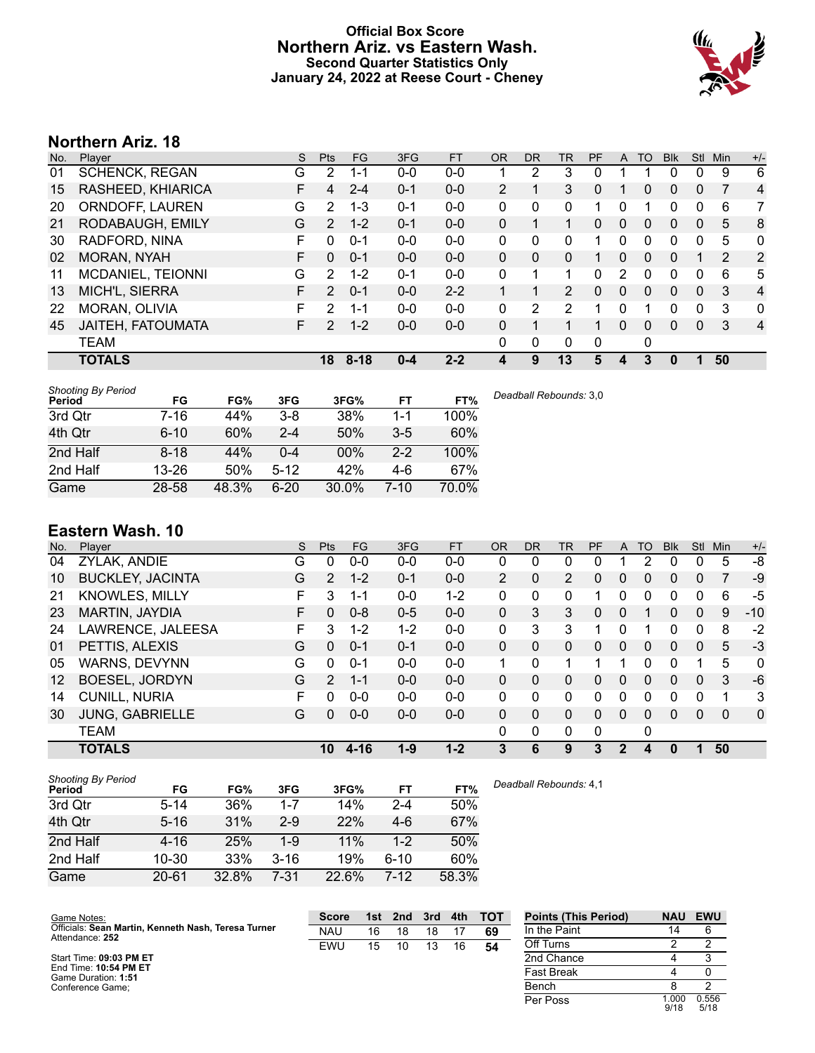# Official Box Score
## Northern Ariz. vs Eastern Wash.
### Second Quarter Statistics Only
### January 24, 2022 at Reese Court - Cheney

## Northern Ariz. 18

| No. | Player | S | Pts | FG | 3FG | FT | OR | DR | TR | PF | A | TO | Blk | Stl | Min | +/- |
|---|---|---|---|---|---|---|---|---|---|---|---|---|---|---|---|---|
| 01 | SCHENCK, REGAN | G | 2 | 1-1 | 0-0 | 0-0 | 1 | 2 | 3 | 0 | 1 | 1 | 0 | 0 | 9 | 6 |
| 15 | RASHEED, KHIARICA | F | 4 | 2-4 | 0-1 | 0-0 | 2 | 1 | 3 | 0 | 1 | 0 | 0 | 0 | 7 | 4 |
| 20 | ORNDOFF, LAUREN | G | 2 | 1-3 | 0-1 | 0-0 | 0 | 0 | 0 | 1 | 0 | 1 | 0 | 0 | 6 | 7 |
| 21 | RODABAUGH, EMILY | G | 2 | 1-2 | 0-1 | 0-0 | 0 | 1 | 1 | 0 | 0 | 0 | 0 | 0 | 5 | 8 |
| 30 | RADFORD, NINA | F | 0 | 0-1 | 0-0 | 0-0 | 0 | 0 | 0 | 1 | 0 | 0 | 0 | 0 | 5 | 0 |
| 02 | MORAN, NYAH | F | 0 | 0-1 | 0-0 | 0-0 | 0 | 0 | 0 | 1 | 0 | 0 | 0 | 1 | 2 | 2 |
| 11 | MCDANIEL, TEIONNI | G | 2 | 1-2 | 0-1 | 0-0 | 0 | 1 | 1 | 0 | 2 | 0 | 0 | 0 | 6 | 4 |
| 13 | MICH'L, SIERRA | F | 2 | 0-1 | 0-0 | 2-2 | 1 | 1 | 2 | 0 | 0 | 0 | 0 | 0 | 3 | 4 |
| 22 | MORAN, OLIVIA | F | 2 | 1-1 | 0-0 | 0-0 | 0 | 2 | 2 | 1 | 0 | 1 | 0 | 0 | 3 | 0 |
| 45 | JAITEH, FATOUMATA | F | 2 | 1-2 | 0-0 | 0-0 | 0 | 1 | 1 | 1 | 0 | 0 | 0 | 0 | 3 | 4 |
| | TEAM | | | | | | 0 | 0 | 0 | 0 | | 0 | | | | |
| | **TOTALS** | | **18** | **8-18** | **0-4** | **2-2** | **4** | **9** | **13** | **5** | **4** | **3** | **0** | **1** | **50** | |

| Shooting By Period Period | FG | FG% | 3FG | 3FG% | FT | FT% |
|---|---|---|---|---|---|---|
| 3rd Qtr | 7-16 | 44% | 3-8 | 38% | 1-1 | 100% |
| 4th Qtr | 6-10 | 60% | 2-4 | 50% | 3-5 | 60% |
| 2nd Half | 8-18 | 44% | 0-4 | 00% | 2-2 | 100% |
| 2nd Half | 13-26 | 50% | 5-12 | 42% | 4-6 | 67% |
| Game | 28-58 | 48.3% | 6-20 | 30.0% | 7-10 | 70.0% |

*Deadball Rebounds:* 3,0

## Eastern Wash. 10

| No. | Player | S | Pts | FG | 3FG | FT | OR | DR | TR | PF | A | TO | Blk | Stl | Min | +/- |
|---|---|---|---|---|---|---|---|---|---|---|---|---|---|---|---|---|
| 04 | ZYLAK, ANDIE | G | 0 | 0-0 | 0-0 | 0-0 | 0 | 0 | 0 | 0 | 1 | 2 | 0 | 0 | 5 | -8 |
| 10 | BUCKLEY, JACINTA | G | 2 | 1-2 | 0-1 | 0-0 | 2 | 0 | 2 | 0 | 0 | 0 | 0 | 0 | 7 | -9 |
| 21 | KNOWLES, MILLY | F | 3 | 1-1 | 0-0 | 1-2 | 0 | 0 | 0 | 1 | 0 | 0 | 0 | 0 | 6 | -5 |
| 23 | MARTIN, JAYDIA | F | 0 | 0-8 | 0-5 | 0-0 | 0 | 3 | 3 | 0 | 0 | 1 | 0 | 0 | 9 | -10 |
| 24 | LAWRENCE, JALEESA | F | 3 | 1-2 | 1-2 | 0-0 | 0 | 3 | 3 | 1 | 0 | 1 | 0 | 0 | 8 | -2 |
| 01 | PETTIS, ALEXIS | G | 0 | 0-1 | 0-1 | 0-0 | 0 | 0 | 0 | 0 | 0 | 0 | 0 | 0 | 5 | -3 |
| 05 | WARNS, DEVYNN | G | 0 | 0-1 | 0-0 | 0-0 | 1 | 0 | 1 | 1 | 1 | 0 | 0 | 1 | 5 | 0 |
| 12 | BOESEL, JORDYN | G | 2 | 1-1 | 0-0 | 0-0 | 0 | 0 | 0 | 0 | 0 | 0 | 0 | 0 | 3 | -6 |
| 14 | CUNILL, NURIA | F | 0 | 0-0 | 0-0 | 0-0 | 0 | 0 | 0 | 0 | 0 | 0 | 0 | 0 | 1 | 3 |
| 30 | JUNG, GABRIELLE | G | 0 | 0-0 | 0-0 | 0-0 | 0 | 0 | 0 | 0 | 0 | 0 | 0 | 0 | 0 | 0 |
| | TEAM | | | | | | 0 | 0 | 0 | 0 | | 0 | | | | |
| | **TOTALS** | | **10** | **4-16** | **1-9** | **1-2** | **3** | **6** | **9** | **3** | **2** | **4** | **0** | **1** | **50** | |

| Shooting By Period Period | FG | FG% | 3FG | 3FG% | FT | FT% |
|---|---|---|---|---|---|---|
| 3rd Qtr | 5-14 | 36% | 1-7 | 14% | 2-4 | 50% |
| 4th Qtr | 5-16 | 31% | 2-9 | 22% | 4-6 | 67% |
| 2nd Half | 4-16 | 25% | 1-9 | 11% | 1-2 | 50% |
| 2nd Half | 10-30 | 33% | 3-16 | 19% | 6-10 | 60% |
| Game | 20-61 | 32.8% | 7-31 | 22.6% | 7-12 | 58.3% |

*Deadball Rebounds:* 4,1

Game Notes:
Officials: **Sean Martin, Kenneth Nash, Teresa Turner**
Attendance: **252**

Start Time: **09:03 PM ET**
End Time: **10:54 PM ET**
Game Duration: **1:51**
Conference Game;

| Score | 1st | 2nd | 3rd | 4th | TOT |
|---|---|---|---|---|---|
| NAU | 16 | 18 | 18 | 17 | **69** |
| EWU | 15 | 10 | 13 | 16 | **54** |

| Points (This Period) | NAU | EWU |
|---|---|---|
| In the Paint | 14 | 6 |
| Off Turns | 2 | 2 |
| 2nd Chance | 4 | 3 |
| Fast Break | 4 | 0 |
| Bench | 8 | 2 |
| Per Poss | 1.000 9/18 | 0.556 5/18 |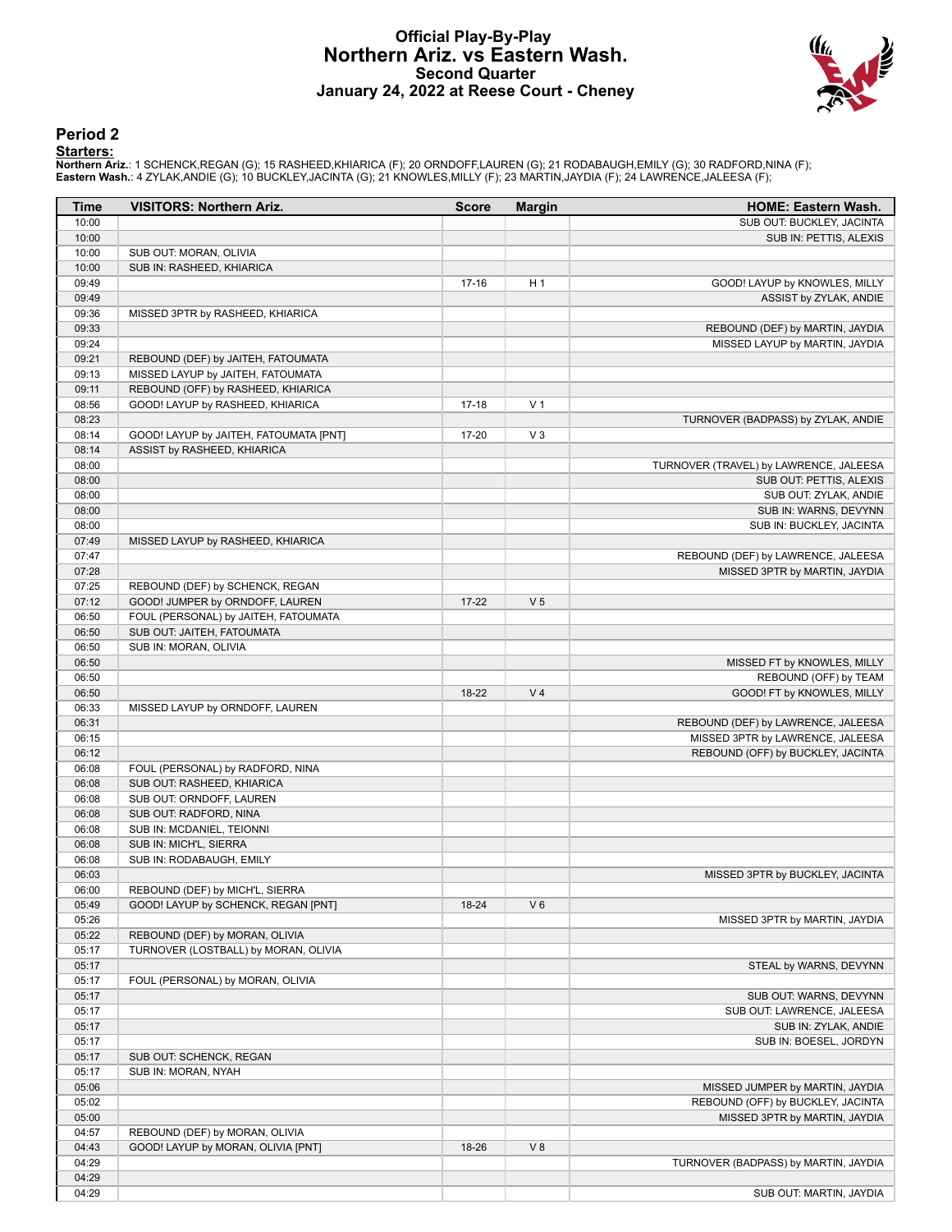# Official Play-By-Play
# Northern Ariz. vs Eastern Wash.
## Second Quarter
### January 24, 2022 at Reese Court - Cheney

## Period 2

**Starters:**

**Northern Ariz.**: 1 SCHENCK,REGAN (G); 15 RASHEED,KHIARICA (F); 20 ORNDOFF,LAUREN (G); 21 RODABAUGH,EMILY (G); 30 RADFORD,NINA (F);
**Eastern Wash.**: 4 ZYLAK,ANDIE (G); 10 BUCKLEY,JACINTA (G); 21 KNOWLES,MILLY (F); 23 MARTIN,JAYDIA (F); 24 LAWRENCE,JALEESA (F);

| Time | VISITORS: Northern Ariz. | Score | Margin | HOME: Eastern Wash. |
|---|---|---|---|---|
| 10:00 | | | | SUB OUT: BUCKLEY, JACINTA |
| 10:00 | | | | SUB IN: PETTIS, ALEXIS |
| 10:00 | SUB OUT: MORAN, OLIVIA | | | |
| 10:00 | SUB IN: RASHEED, KHIARICA | | | |
| 09:49 | | 17-16 | H 1 | GOOD! LAYUP by KNOWLES, MILLY |
| 09:49 | | | | ASSIST by ZYLAK, ANDIE |
| 09:36 | MISSED 3PTR by RASHEED, KHIARICA | | | |
| 09:33 | | | | REBOUND (DEF) by MARTIN, JAYDIA |
| 09:24 | | | | MISSED LAYUP by MARTIN, JAYDIA |
| 09:21 | REBOUND (DEF) by JAITEH, FATOUMATA | | | |
| 09:13 | MISSED LAYUP by JAITEH, FATOUMATA | | | |
| 09:11 | REBOUND (OFF) by RASHEED, KHIARICA | | | |
| 08:56 | GOOD! LAYUP by RASHEED, KHIARICA | 17-18 | V 1 | |
| 08:23 | | | | TURNOVER (BADPASS) by ZYLAK, ANDIE |
| 08:14 | GOOD! LAYUP by JAITEH, FATOUMATA [PNT] | 17-20 | V 3 | |
| 08:14 | ASSIST by RASHEED, KHIARICA | | | |
| 08:00 | | | | TURNOVER (TRAVEL) by LAWRENCE, JALEESA |
| 08:00 | | | | SUB OUT: PETTIS, ALEXIS |
| 08:00 | | | | SUB OUT: ZYLAK, ANDIE |
| 08:00 | | | | SUB IN: WARNS, DEVYNN |
| 08:00 | | | | SUB IN: BUCKLEY, JACINTA |
| 07:49 | MISSED LAYUP by RASHEED, KHIARICA | | | |
| 07:47 | | | | REBOUND (DEF) by LAWRENCE, JALEESA |
| 07:28 | | | | MISSED 3PTR by MARTIN, JAYDIA |
| 07:25 | REBOUND (DEF) by SCHENCK, REGAN | | | |
| 07:12 | GOOD! JUMPER by ORNDOFF, LAUREN | 17-22 | V 5 | |
| 06:50 | FOUL (PERSONAL) by JAITEH, FATOUMATA | | | |
| 06:50 | SUB OUT: JAITEH, FATOUMATA | | | |
| 06:50 | SUB IN: MORAN, OLIVIA | | | |
| 06:50 | | | | MISSED FT by KNOWLES, MILLY |
| 06:50 | | | | REBOUND (OFF) by TEAM |
| 06:50 | | 18-22 | V 4 | GOOD! FT by KNOWLES, MILLY |
| 06:33 | MISSED LAYUP by ORNDOFF, LAUREN | | | |
| 06:31 | | | | REBOUND (DEF) by LAWRENCE, JALEESA |
| 06:15 | | | | MISSED 3PTR by LAWRENCE, JALEESA |
| 06:12 | | | | REBOUND (OFF) by BUCKLEY, JACINTA |
| 06:08 | FOUL (PERSONAL) by RADFORD, NINA | | | |
| 06:08 | SUB OUT: RASHEED, KHIARICA | | | |
| 06:08 | SUB OUT: ORNDOFF, LAUREN | | | |
| 06:08 | SUB OUT: RADFORD, NINA | | | |
| 06:08 | SUB IN: MCDANIEL, TEIONNI | | | |
| 06:08 | SUB IN: MICH'L, SIERRA | | | |
| 06:08 | SUB IN: RODABAUGH, EMILY | | | |
| 06:03 | | | | MISSED 3PTR by BUCKLEY, JACINTA |
| 06:00 | REBOUND (DEF) by MICH'L, SIERRA | | | |
| 05:49 | GOOD! LAYUP by SCHENCK, REGAN [PNT] | 18-24 | V 6 | |
| 05:26 | | | | MISSED 3PTR by MARTIN, JAYDIA |
| 05:22 | REBOUND (DEF) by MORAN, OLIVIA | | | |
| 05:17 | TURNOVER (LOSTBALL) by MORAN, OLIVIA | | | |
| 05:17 | | | | STEAL by WARNS, DEVYNN |
| 05:17 | FOUL (PERSONAL) by MORAN, OLIVIA | | | |
| 05:17 | | | | SUB OUT: WARNS, DEVYNN |
| 05:17 | | | | SUB OUT: LAWRENCE, JALEESA |
| 05:17 | | | | SUB IN: ZYLAK, ANDIE |
| 05:17 | | | | SUB IN: BOESEL, JORDYN |
| 05:17 | SUB OUT: SCHENCK, REGAN | | | |
| 05:17 | SUB IN: MORAN, NYAH | | | |
| 05:06 | | | | MISSED JUMPER by MARTIN, JAYDIA |
| 05:02 | | | | REBOUND (OFF) by BUCKLEY, JACINTA |
| 05:00 | | | | MISSED 3PTR by MARTIN, JAYDIA |
| 04:57 | REBOUND (DEF) by MORAN, OLIVIA | | | |
| 04:43 | GOOD! LAYUP by MORAN, OLIVIA [PNT] | 18-26 | V 8 | |
| 04:29 | | | | TURNOVER (BADPASS) by MARTIN, JAYDIA |
| 04:29 | | | | |
| 04:29 | | | | SUB OUT: MARTIN, JAYDIA |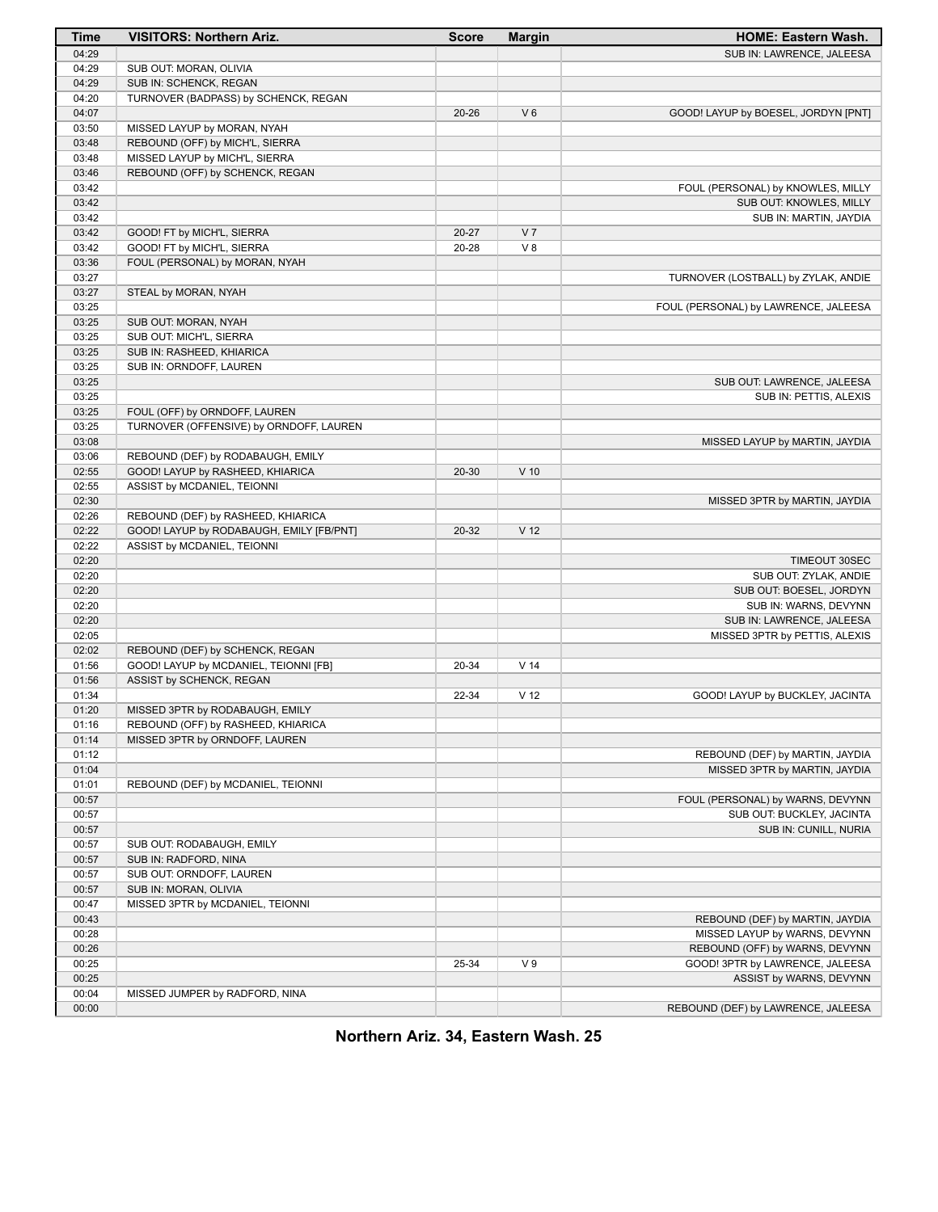| Time | VISITORS: Northern Ariz. | Score | Margin | HOME: Eastern Wash. |
|---|---|---|---|---|
| 04:29 | | | | SUB IN: LAWRENCE, JALEESA |
| 04:29 | SUB OUT: MORAN, OLIVIA | | | |
| 04:29 | SUB IN: SCHENCK, REGAN | | | |
| 04:20 | TURNOVER (BADPASS) by SCHENCK, REGAN | | | |
| 04:07 | | 20-26 | V 6 | GOOD! LAYUP by BOESEL, JORDYN [PNT] |
| 03:50 | MISSED LAYUP by MORAN, NYAH | | | |
| 03:48 | REBOUND (OFF) by MICH'L, SIERRA | | | |
| 03:48 | MISSED LAYUP by MICH'L, SIERRA | | | |
| 03:46 | REBOUND (OFF) by SCHENCK, REGAN | | | |
| 03:42 | | | | FOUL (PERSONAL) by KNOWLES, MILLY |
| 03:42 | | | | SUB OUT: KNOWLES, MILLY |
| 03:42 | | | | SUB IN: MARTIN, JAYDIA |
| 03:42 | GOOD! FT by MICH'L, SIERRA | 20-27 | V 7 | |
| 03:42 | GOOD! FT by MICH'L, SIERRA | 20-28 | V 8 | |
| 03:36 | FOUL (PERSONAL) by MORAN, NYAH | | | |
| 03:27 | | | | TURNOVER (LOSTBALL) by ZYLAK, ANDIE |
| 03:27 | STEAL by MORAN, NYAH | | | |
| 03:25 | | | | FOUL (PERSONAL) by LAWRENCE, JALEESA |
| 03:25 | SUB OUT: MORAN, NYAH | | | |
| 03:25 | SUB OUT: MICH'L, SIERRA | | | |
| 03:25 | SUB IN: RASHEED, KHIARICA | | | |
| 03:25 | SUB IN: ORNDOFF, LAUREN | | | |
| 03:25 | | | | SUB OUT: LAWRENCE, JALEESA |
| 03:25 | | | | SUB IN: PETTIS, ALEXIS |
| 03:25 | FOUL (OFF) by ORNDOFF, LAUREN | | | |
| 03:25 | TURNOVER (OFFENSIVE) by ORNDOFF, LAUREN | | | |
| 03:08 | | | | MISSED LAYUP by MARTIN, JAYDIA |
| 03:06 | REBOUND (DEF) by RODABAUGH, EMILY | | | |
| 02:55 | GOOD! LAYUP by RASHEED, KHIARICA | 20-30 | V 10 | |
| 02:55 | ASSIST by MCDANIEL, TEIONNI | | | |
| 02:30 | | | | MISSED 3PTR by MARTIN, JAYDIA |
| 02:26 | REBOUND (DEF) by RASHEED, KHIARICA | | | |
| 02:22 | GOOD! LAYUP by RODABAUGH, EMILY [FB/PNT] | 20-32 | V 12 | |
| 02:22 | ASSIST by MCDANIEL, TEIONNI | | | |
| 02:20 | | | | TIMEOUT 30SEC |
| 02:20 | | | | SUB OUT: ZYLAK, ANDIE |
| 02:20 | | | | SUB OUT: BOESEL, JORDYN |
| 02:20 | | | | SUB IN: WARNS, DEVYNN |
| 02:20 | | | | SUB IN: LAWRENCE, JALEESA |
| 02:05 | | | | MISSED 3PTR by PETTIS, ALEXIS |
| 02:02 | REBOUND (DEF) by SCHENCK, REGAN | | | |
| 01:56 | GOOD! LAYUP by MCDANIEL, TEIONNI [FB] | 20-34 | V 14 | |
| 01:56 | ASSIST by SCHENCK, REGAN | | | |
| 01:34 | | 22-34 | V 12 | GOOD! LAYUP by BUCKLEY, JACINTA |
| 01:20 | MISSED 3PTR by RODABAUGH, EMILY | | | |
| 01:16 | REBOUND (OFF) by RASHEED, KHIARICA | | | |
| 01:14 | MISSED 3PTR by ORNDOFF, LAUREN | | | |
| 01:12 | | | | REBOUND (DEF) by MARTIN, JAYDIA |
| 01:04 | | | | MISSED 3PTR by MARTIN, JAYDIA |
| 01:01 | REBOUND (DEF) by MCDANIEL, TEIONNI | | | |
| 00:57 | | | | FOUL (PERSONAL) by WARNS, DEVYNN |
| 00:57 | | | | SUB OUT: BUCKLEY, JACINTA |
| 00:57 | | | | SUB IN: CUNILL, NURIA |
| 00:57 | SUB OUT: RODABAUGH, EMILY | | | |
| 00:57 | SUB IN: RADFORD, NINA | | | |
| 00:57 | SUB OUT: ORNDOFF, LAUREN | | | |
| 00:57 | SUB IN: MORAN, OLIVIA | | | |
| 00:47 | MISSED 3PTR by MCDANIEL, TEIONNI | | | |
| 00:43 | | | | REBOUND (DEF) by MARTIN, JAYDIA |
| 00:28 | | | | MISSED LAYUP by WARNS, DEVYNN |
| 00:26 | | | | REBOUND (OFF) by WARNS, DEVYNN |
| 00:25 | | 25-34 | V 9 | GOOD! 3PTR by LAWRENCE, JALEESA |
| 00:25 | | | | ASSIST by WARNS, DEVYNN |
| 00:04 | MISSED JUMPER by RADFORD, NINA | | | |
| 00:00 | | | | REBOUND (DEF) by LAWRENCE, JALEESA |

**Northern Ariz. 34, Eastern Wash. 25**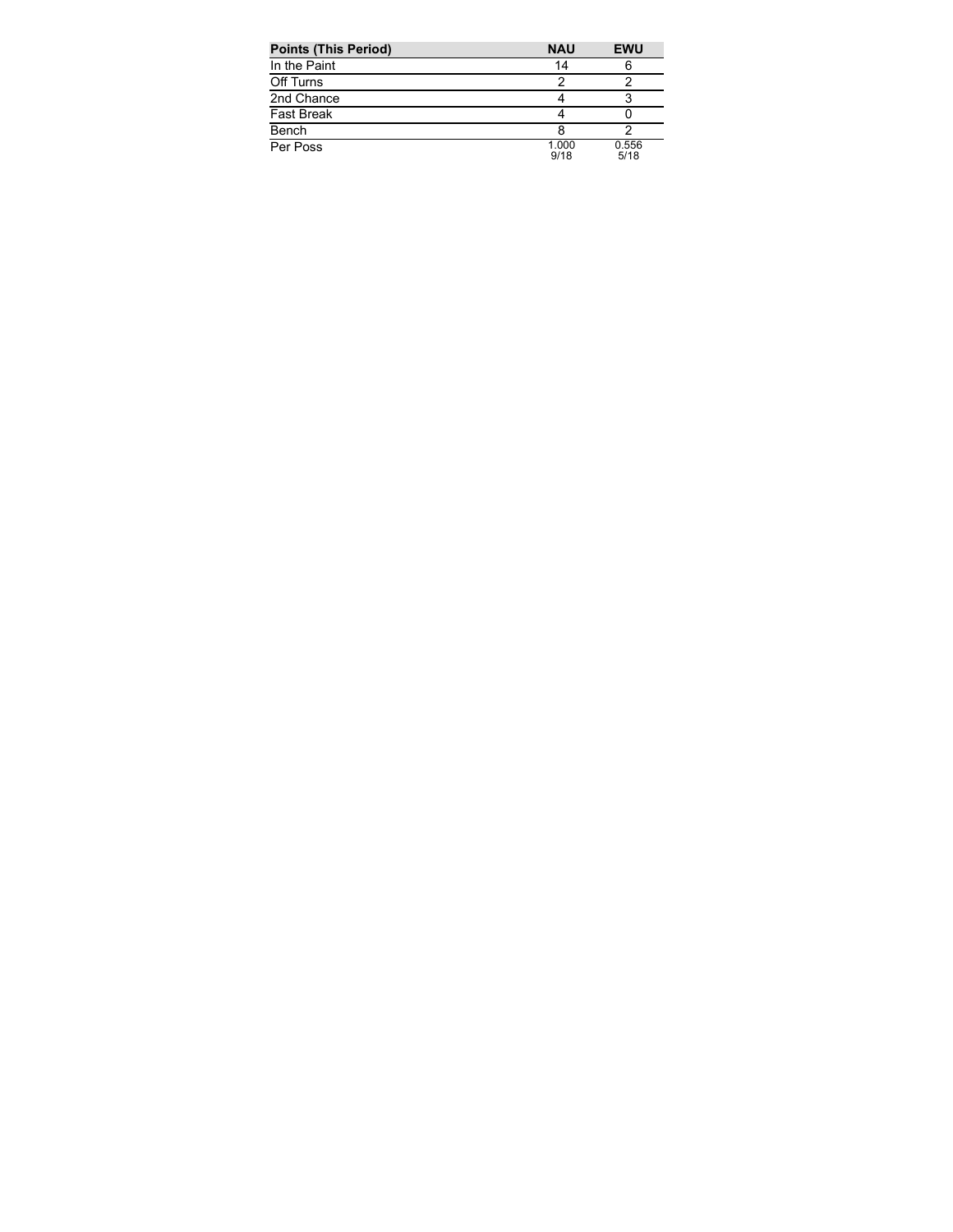| Points (This Period) | NAU | EWU |
| --- | --- | --- |
| In the Paint | 14 | 6 |
| Off Turns | 2 | 2 |
| 2nd Chance | 4 | 3 |
| Fast Break | 4 | 0 |
| Bench | 8 | 2 |
| Per Poss | 1.000<br>9/18 | 0.556<br>5/18 |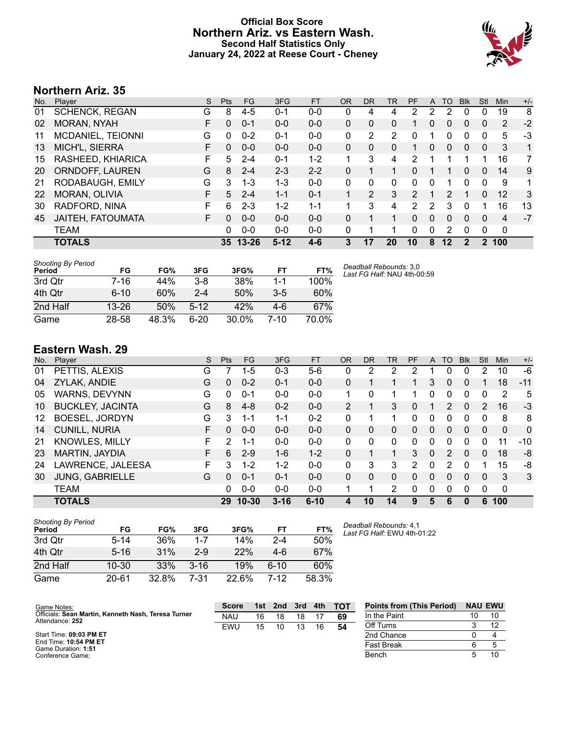# Official Box Score
## Northern Ariz. vs Eastern Wash.
### Second Half Statistics Only
### January 24, 2022 at Reese Court - Cheney

## Northern Ariz. 35

| No. | Player | S | Pts | FG | 3FG | FT | OR | DR | TR | PF | A | TO | Blk | Stl | Min | +/- |
|---|---|---|---|---|---|---|---|---|---|---|---|---|---|---|---|---|
| 01 | SCHENCK, REGAN | G | 8 | 4-5 | 0-1 | 0-0 | 0 | 4 | 4 | 2 | 2 | 2 | 0 | 0 | 19 | 8 |
| 02 | MORAN, NYAH | F | 0 | 0-1 | 0-0 | 0-0 | 0 | 0 | 0 | 1 | 0 | 0 | 0 | 0 | 2 | -2 |
| 11 | MCDANIEL, TEIONNI | G | 0 | 0-2 | 0-1 | 0-0 | 0 | 2 | 2 | 0 | 1 | 0 | 0 | 0 | 5 | -3 |
| 13 | MICH'L, SIERRA | F | 0 | 0-0 | 0-0 | 0-0 | 0 | 0 | 0 | 1 | 0 | 0 | 0 | 0 | 3 | 1 |
| 15 | RASHEED, KHIARICA | F | 5 | 2-4 | 0-1 | 1-2 | 1 | 3 | 4 | 2 | 1 | 1 | 1 | 1 | 16 | 7 |
| 20 | ORNDOFF, LAUREN | G | 8 | 2-4 | 2-3 | 2-2 | 0 | 1 | 1 | 0 | 1 | 1 | 0 | 0 | 14 | 9 |
| 21 | RODABAUGH, EMILY | G | 3 | 1-3 | 1-3 | 0-0 | 0 | 0 | 0 | 0 | 0 | 1 | 0 | 0 | 9 | 1 |
| 22 | MORAN, OLIVIA | F | 5 | 2-4 | 1-1 | 0-1 | 1 | 2 | 3 | 2 | 1 | 2 | 1 | 0 | 12 | 3 |
| 30 | RADFORD, NINA | F | 6 | 2-3 | 1-2 | 1-1 | 1 | 3 | 4 | 2 | 2 | 3 | 0 | 1 | 16 | 13 |
| 45 | JAITEH, FATOUMATA | F | 0 | 0-0 | 0-0 | 0-0 | 0 | 1 | 1 | 0 | 0 | 0 | 0 | 0 | 4 | -7 |
| | TEAM | | 0 | 0-0 | 0-0 | 0-0 | 0 | 1 | 1 | 0 | 0 | 2 | 0 | 0 | 0 | |
| | **TOTALS** | | **35** | **13-26** | **5-12** | **4-6** | **3** | **17** | **20** | **10** | **8** | **12** | **2** | **2** | **100** | |

*Shooting By Period*

| Period | FG | FG% | 3FG | 3FG% | FT | FT% |
|---|---|---|---|---|---|---|
| 3rd Qtr | 7-16 | 44% | 3-8 | 38% | 1-1 | 100% |
| 4th Qtr | 6-10 | 60% | 2-4 | 50% | 3-5 | 60% |
| 2nd Half | 13-26 | 50% | 5-12 | 42% | 4-6 | 67% |
| Game | 28-58 | 48.3% | 6-20 | 30.0% | 7-10 | 70.0% |

*Deadball Rebounds:* 3,0
*Last FG Half:* NAU 4th-00:59

## Eastern Wash. 29

| No. | Player | S | Pts | FG | 3FG | FT | OR | DR | TR | PF | A | TO | Blk | Stl | Min | +/- |
|---|---|---|---|---|---|---|---|---|---|---|---|---|---|---|---|---|
| 01 | PETTIS, ALEXIS | G | 7 | 1-5 | 0-3 | 5-6 | 0 | 2 | 2 | 2 | 1 | 0 | 0 | 2 | 10 | -6 |
| 04 | ZYLAK, ANDIE | G | 0 | 0-2 | 0-1 | 0-0 | 0 | 1 | 1 | 1 | 3 | 0 | 0 | 1 | 18 | -11 |
| 05 | WARNS, DEVYNN | G | 0 | 0-1 | 0-0 | 0-0 | 1 | 0 | 1 | 1 | 0 | 0 | 0 | 0 | 2 | 5 |
| 10 | BUCKLEY, JACINTA | G | 8 | 4-8 | 0-2 | 0-0 | 2 | 1 | 3 | 0 | 1 | 2 | 0 | 2 | 16 | -3 |
| 12 | BOESEL, JORDYN | G | 3 | 1-1 | 1-1 | 0-2 | 0 | 1 | 1 | 0 | 0 | 0 | 0 | 0 | 8 | 8 |
| 14 | CUNILL, NURIA | F | 0 | 0-0 | 0-0 | 0-0 | 0 | 0 | 0 | 0 | 0 | 0 | 0 | 0 | 0 | 0 |
| 21 | KNOWLES, MILLY | F | 2 | 1-1 | 0-0 | 0-0 | 0 | 0 | 0 | 0 | 0 | 0 | 0 | 0 | 11 | -10 |
| 23 | MARTIN, JAYDIA | F | 6 | 2-9 | 1-6 | 1-2 | 0 | 1 | 1 | 3 | 0 | 2 | 0 | 0 | 18 | -8 |
| 24 | LAWRENCE, JALEESA | F | 3 | 1-2 | 1-2 | 0-0 | 0 | 3 | 3 | 2 | 0 | 2 | 0 | 1 | 15 | -8 |
| 30 | JUNG, GABRIELLE | G | 0 | 0-1 | 0-1 | 0-0 | 0 | 0 | 0 | 0 | 0 | 0 | 0 | 0 | 3 | 3 |
| | TEAM | | 0 | 0-0 | 0-0 | 0-0 | 1 | 1 | 2 | 0 | 0 | 0 | 0 | 0 | 0 | |
| | **TOTALS** | | **29** | **10-30** | **3-16** | **6-10** | **4** | **10** | **14** | **9** | **5** | **6** | **0** | **6** | **100** | |

*Shooting By Period*

| Period | FG | FG% | 3FG | 3FG% | FT | FT% |
|---|---|---|---|---|---|---|
| 3rd Qtr | 5-14 | 36% | 1-7 | 14% | 2-4 | 50% |
| 4th Qtr | 5-16 | 31% | 2-9 | 22% | 4-6 | 67% |
| 2nd Half | 10-30 | 33% | 3-16 | 19% | 6-10 | 60% |
| Game | 20-61 | 32.8% | 7-31 | 22.6% | 7-12 | 58.3% |

*Deadball Rebounds:* 4,1
*Last FG Half:* EWU 4th-01:22

Game Notes:
Officials: **Sean Martin, Kenneth Nash, Teresa Turner**
Attendance: **252**

Start Time: **09:03 PM ET**
End Time: **10:54 PM ET**
Game Duration: **1:51**
Conference Game;

| Score | 1st | 2nd | 3rd | 4th | TOT |
|---|---|---|---|---|---|
| NAU | 16 | 18 | 18 | 17 | 69 |
| EWU | 15 | 10 | 13 | 16 | 54 |

| Points from (This Period) | NAU | EWU |
|---|---|---|
| In the Paint | 10 | 10 |
| Off Turns | 3 | 12 |
| 2nd Chance | 0 | 4 |
| Fast Break | 6 | 5 |
| Bench | 5 | 10 |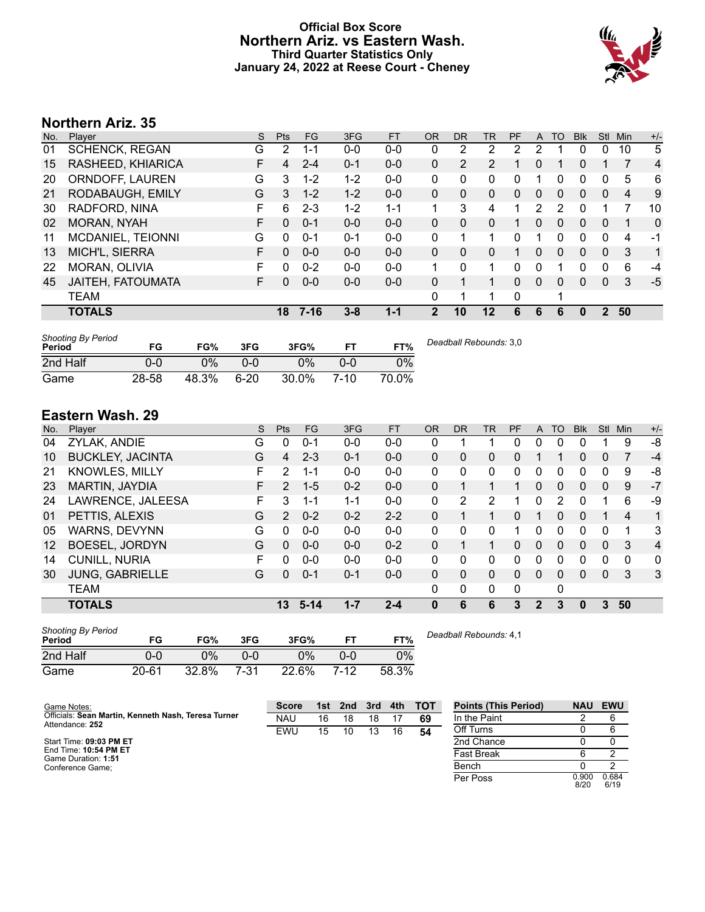# Official Box Score
## Northern Ariz. vs Eastern Wash.
### Third Quarter Statistics Only
### January 24, 2022 at Reese Court - Cheney

## Northern Ariz. 35

| No. | Player | S | Pts | FG | 3FG | FT | OR | DR | TR | PF | A | TO | Blk | Stl | Min | +/- |
|---|---|---|---|---|---|---|---|---|---|---|---|---|---|---|---|---|
| 01 | SCHENCK, REGAN | G | 2 | 1-1 | 0-0 | 0-0 | 0 | 2 | 2 | 2 | 2 | 1 | 0 | 0 | 10 | 5 |
| 15 | RASHEED, KHIARICA | F | 4 | 2-4 | 0-1 | 0-0 | 0 | 2 | 2 | 1 | 0 | 1 | 0 | 1 | 7 | 4 |
| 20 | ORNDOFF, LAUREN | G | 3 | 1-2 | 1-2 | 0-0 | 0 | 0 | 0 | 0 | 1 | 0 | 0 | 0 | 5 | 6 |
| 21 | RODABAUGH, EMILY | G | 3 | 1-2 | 1-2 | 0-0 | 0 | 0 | 0 | 0 | 0 | 0 | 0 | 0 | 4 | 9 |
| 30 | RADFORD, NINA | F | 6 | 2-3 | 1-2 | 1-1 | 1 | 3 | 4 | 1 | 2 | 2 | 0 | 1 | 7 | 10 |
| 02 | MORAN, NYAH | F | 0 | 0-1 | 0-0 | 0-0 | 0 | 0 | 0 | 1 | 0 | 0 | 0 | 0 | 1 | 0 |
| 11 | MCDANIEL, TEIONNI | G | 0 | 0-1 | 0-1 | 0-0 | 0 | 1 | 1 | 0 | 1 | 0 | 0 | 0 | 4 | -1 |
| 13 | MICH'L, SIERRA | F | 0 | 0-0 | 0-0 | 0-0 | 0 | 0 | 0 | 1 | 0 | 0 | 0 | 0 | 3 | 1 |
| 22 | MORAN, OLIVIA | F | 0 | 0-2 | 0-0 | 0-0 | 1 | 0 | 1 | 0 | 0 | 1 | 0 | 0 | 6 | -4 |
| 45 | JAITEH, FATOUMATA | F | 0 | 0-0 | 0-0 | 0-0 | 0 | 1 | 1 | 0 | 0 | 0 | 0 | 0 | 3 | -5 |
| | TEAM | | | | | | 0 | 1 | 1 | 0 | | 1 | | | | |
| | **TOTALS** | | **18** | **7-16** | **3-8** | **1-1** | **2** | **10** | **12** | **6** | **6** | **6** | **0** | **2** | **50** | |

| Shooting By Period Period | FG | FG% | 3FG | 3FG% | FT | FT% |
|---|---|---|---|---|---|---|
| 2nd Half | 0-0 | 0% | 0-0 | 0% | 0-0 | 0% |
| Game | 28-58 | 48.3% | 6-20 | 30.0% | 7-10 | 70.0% |

*Deadball Rebounds:* 3,0

## Eastern Wash. 29

| No. | Player | S | Pts | FG | 3FG | FT | OR | DR | TR | PF | A | TO | Blk | Stl | Min | +/- |
|---|---|---|---|---|---|---|---|---|---|---|---|---|---|---|---|---|
| 04 | ZYLAK, ANDIE | G | 0 | 0-1 | 0-0 | 0-0 | 0 | 1 | 1 | 0 | 0 | 0 | 0 | 1 | 9 | -8 |
| 10 | BUCKLEY, JACINTA | G | 4 | 2-3 | 0-1 | 0-0 | 0 | 0 | 0 | 0 | 1 | 1 | 0 | 0 | 7 | -4 |
| 21 | KNOWLES, MILLY | F | 2 | 1-1 | 0-0 | 0-0 | 0 | 0 | 0 | 0 | 0 | 0 | 0 | 0 | 9 | -8 |
| 23 | MARTIN, JAYDIA | F | 2 | 1-5 | 0-2 | 0-0 | 0 | 1 | 1 | 1 | 0 | 0 | 0 | 0 | 9 | -7 |
| 24 | LAWRENCE, JALEESA | F | 3 | 1-1 | 1-1 | 0-0 | 0 | 2 | 2 | 1 | 0 | 2 | 0 | 1 | 6 | -9 |
| 01 | PETTIS, ALEXIS | G | 2 | 0-2 | 0-2 | 2-2 | 0 | 1 | 1 | 0 | 1 | 0 | 0 | 1 | 4 | 1 |
| 05 | WARNS, DEVYNN | G | 0 | 0-0 | 0-0 | 0-0 | 0 | 0 | 0 | 1 | 0 | 0 | 0 | 0 | 1 | 3 |
| 12 | BOESEL, JORDYN | G | 0 | 0-0 | 0-0 | 0-2 | 0 | 1 | 1 | 0 | 0 | 0 | 0 | 0 | 3 | 4 |
| 14 | CUNILL, NURIA | F | 0 | 0-0 | 0-0 | 0-0 | 0 | 0 | 0 | 0 | 0 | 0 | 0 | 0 | 0 | 0 |
| 30 | JUNG, GABRIELLE | G | 0 | 0-1 | 0-1 | 0-0 | 0 | 0 | 0 | 0 | 0 | 0 | 0 | 0 | 3 | 3 |
| | TEAM | | | | | | 0 | 0 | 0 | 0 | | 0 | | | | |
| | **TOTALS** | | **13** | **5-14** | **1-7** | **2-4** | **0** | **6** | **6** | **3** | **2** | **3** | **0** | **3** | **50** | |

| Shooting By Period Period | FG | FG% | 3FG | 3FG% | FT | FT% |
|---|---|---|---|---|---|---|
| 2nd Half | 0-0 | 0% | 0-0 | 0% | 0-0 | 0% |
| Game | 20-61 | 32.8% | 7-31 | 22.6% | 7-12 | 58.3% |

*Deadball Rebounds:* 4,1

Game Notes:
Officials: **Sean Martin, Kenneth Nash, Teresa Turner**
Attendance: **252**

Start Time: **09:03 PM ET**
End Time: **10:54 PM ET**
Game Duration: **1:51**
Conference Game;

| Score | 1st | 2nd | 3rd | 4th | TOT |
|---|---|---|---|---|---|
| NAU | 16 | 18 | 18 | 17 | 69 |
| EWU | 15 | 10 | 13 | 16 | 54 |

| Points (This Period) | NAU | EWU |
|---|---|---|
| In the Paint | 2 | 6 |
| Off Turns | 0 | 6 |
| 2nd Chance | 0 | 0 |
| Fast Break | 6 | 2 |
| Bench | 0 | 2 |
| Per Poss | 0.900 8/20 | 0.684 6/19 |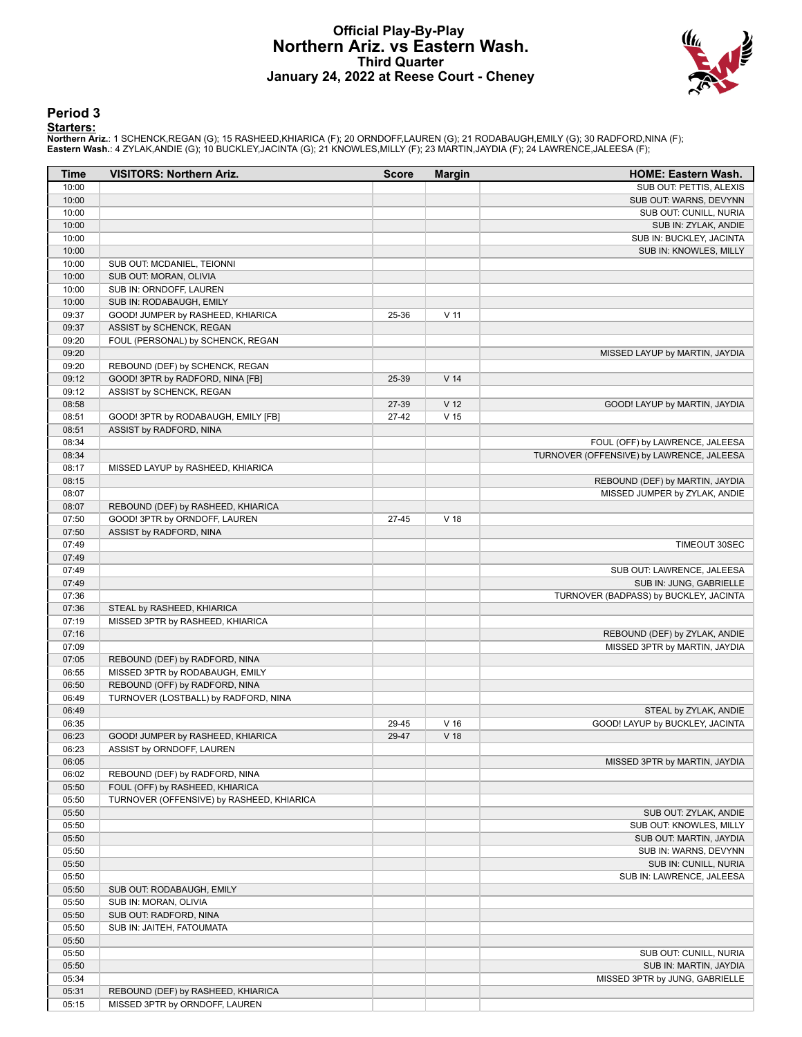# Official Play-By-Play
# Northern Ariz. vs Eastern Wash.
## Third Quarter
### January 24, 2022 at Reese Court - Cheney

## Period 3

**Starters:**

**Northern Ariz.**: 1 SCHENCK,REGAN (G); 15 RASHEED,KHIARICA (F); 20 ORNDOFF,LAUREN (G); 21 RODABAUGH,EMILY (G); 30 RADFORD,NINA (F);
**Eastern Wash.**: 4 ZYLAK,ANDIE (G); 10 BUCKLEY,JACINTA (G); 21 KNOWLES,MILLY (F); 23 MARTIN,JAYDIA (F); 24 LAWRENCE,JALEESA (F);

| Time | VISITORS: Northern Ariz. | Score | Margin | HOME: Eastern Wash. |
|---|---|---|---|---|
| 10:00 | | | | SUB OUT: PETTIS, ALEXIS |
| 10:00 | | | | SUB OUT: WARNS, DEVYNN |
| 10:00 | | | | SUB OUT: CUNILL, NURIA |
| 10:00 | | | | SUB IN: ZYLAK, ANDIE |
| 10:00 | | | | SUB IN: BUCKLEY, JACINTA |
| 10:00 | | | | SUB IN: KNOWLES, MILLY |
| 10:00 | SUB OUT: MCDANIEL, TEIONNI | | | |
| 10:00 | SUB OUT: MORAN, OLIVIA | | | |
| 10:00 | SUB IN: ORNDOFF, LAUREN | | | |
| 10:00 | SUB IN: RODABAUGH, EMILY | | | |
| 09:37 | GOOD! JUMPER by RASHEED, KHIARICA | 25-36 | V 11 | |
| 09:37 | ASSIST by SCHENCK, REGAN | | | |
| 09:20 | FOUL (PERSONAL) by SCHENCK, REGAN | | | |
| 09:20 | | | | MISSED LAYUP by MARTIN, JAYDIA |
| 09:20 | REBOUND (DEF) by SCHENCK, REGAN | | | |
| 09:12 | GOOD! 3PTR by RADFORD, NINA [FB] | 25-39 | V 14 | |
| 09:12 | ASSIST by SCHENCK, REGAN | | | |
| 08:58 | | 27-39 | V 12 | GOOD! LAYUP by MARTIN, JAYDIA |
| 08:51 | GOOD! 3PTR by RODABAUGH, EMILY [FB] | 27-42 | V 15 | |
| 08:51 | ASSIST by RADFORD, NINA | | | |
| 08:34 | | | | FOUL (OFF) by LAWRENCE, JALEESA |
| 08:34 | | | | TURNOVER (OFFENSIVE) by LAWRENCE, JALEESA |
| 08:17 | MISSED LAYUP by RASHEED, KHIARICA | | | |
| 08:15 | | | | REBOUND (DEF) by MARTIN, JAYDIA |
| 08:07 | | | | MISSED JUMPER by ZYLAK, ANDIE |
| 08:07 | REBOUND (DEF) by RASHEED, KHIARICA | | | |
| 07:50 | GOOD! 3PTR by ORNDOFF, LAUREN | 27-45 | V 18 | |
| 07:50 | ASSIST by RADFORD, NINA | | | |
| 07:49 | | | | TIMEOUT 30SEC |
| 07:49 | | | | |
| 07:49 | | | | SUB OUT: LAWRENCE, JALEESA |
| 07:49 | | | | SUB IN: JUNG, GABRIELLE |
| 07:36 | | | | TURNOVER (BADPASS) by BUCKLEY, JACINTA |
| 07:36 | STEAL by RASHEED, KHIARICA | | | |
| 07:19 | MISSED 3PTR by RASHEED, KHIARICA | | | |
| 07:16 | | | | REBOUND (DEF) by ZYLAK, ANDIE |
| 07:09 | | | | MISSED 3PTR by MARTIN, JAYDIA |
| 07:05 | REBOUND (DEF) by RADFORD, NINA | | | |
| 06:55 | MISSED 3PTR by RODABAUGH, EMILY | | | |
| 06:50 | REBOUND (OFF) by RADFORD, NINA | | | |
| 06:49 | TURNOVER (LOSTBALL) by RADFORD, NINA | | | |
| 06:49 | | | | STEAL by ZYLAK, ANDIE |
| 06:35 | | 29-45 | V 16 | GOOD! LAYUP by BUCKLEY, JACINTA |
| 06:23 | GOOD! JUMPER by RASHEED, KHIARICA | 29-47 | V 18 | |
| 06:23 | ASSIST by ORNDOFF, LAUREN | | | |
| 06:05 | | | | MISSED 3PTR by MARTIN, JAYDIA |
| 06:02 | REBOUND (DEF) by RADFORD, NINA | | | |
| 05:50 | FOUL (OFF) by RASHEED, KHIARICA | | | |
| 05:50 | TURNOVER (OFFENSIVE) by RASHEED, KHIARICA | | | |
| 05:50 | | | | SUB OUT: ZYLAK, ANDIE |
| 05:50 | | | | SUB OUT: KNOWLES, MILLY |
| 05:50 | | | | SUB OUT: MARTIN, JAYDIA |
| 05:50 | | | | SUB IN: WARNS, DEVYNN |
| 05:50 | | | | SUB IN: CUNILL, NURIA |
| 05:50 | | | | SUB IN: LAWRENCE, JALEESA |
| 05:50 | SUB OUT: RODABAUGH, EMILY | | | |
| 05:50 | SUB IN: MORAN, OLIVIA | | | |
| 05:50 | SUB OUT: RADFORD, NINA | | | |
| 05:50 | SUB IN: JAITEH, FATOUMATA | | | |
| 05:50 | | | | |
| 05:50 | | | | SUB OUT: CUNILL, NURIA |
| 05:50 | | | | SUB IN: MARTIN, JAYDIA |
| 05:34 | | | | MISSED 3PTR by JUNG, GABRIELLE |
| 05:31 | REBOUND (DEF) by RASHEED, KHIARICA | | | |
| 05:15 | MISSED 3PTR by ORNDOFF, LAUREN | | | |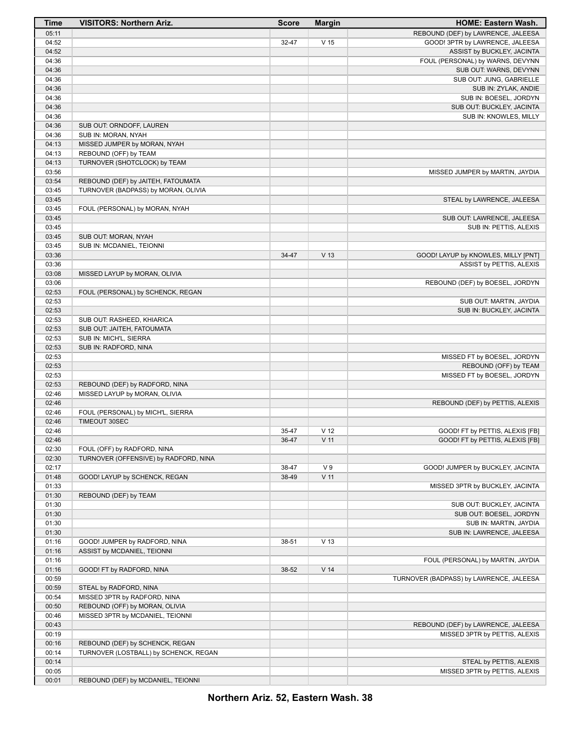| Time | VISITORS: Northern Ariz. | Score | Margin | HOME: Eastern Wash. |
|---|---|---|---|---|
| 05:11 | | | | REBOUND (DEF) by LAWRENCE, JALEESA |
| 04:52 | | 32-47 | V 15 | GOOD! 3PTR by LAWRENCE, JALEESA |
| 04:52 | | | | ASSIST by BUCKLEY, JACINTA |
| 04:36 | | | | FOUL (PERSONAL) by WARNS, DEVYNN |
| 04:36 | | | | SUB OUT: WARNS, DEVYNN |
| 04:36 | | | | SUB OUT: JUNG, GABRIELLE |
| 04:36 | | | | SUB IN: ZYLAK, ANDIE |
| 04:36 | | | | SUB IN: BOESEL, JORDYN |
| 04:36 | | | | SUB OUT: BUCKLEY, JACINTA |
| 04:36 | | | | SUB IN: KNOWLES, MILLY |
| 04:36 | SUB OUT: ORNDOFF, LAUREN | | | |
| 04:36 | SUB IN: MORAN, NYAH | | | |
| 04:13 | MISSED JUMPER by MORAN, NYAH | | | |
| 04:13 | REBOUND (OFF) by TEAM | | | |
| 04:13 | TURNOVER (SHOTCLOCK) by TEAM | | | |
| 03:56 | | | | MISSED JUMPER by MARTIN, JAYDIA |
| 03:54 | REBOUND (DEF) by JAITEH, FATOUMATA | | | |
| 03:45 | TURNOVER (BADPASS) by MORAN, OLIVIA | | | |
| 03:45 | | | | STEAL by LAWRENCE, JALEESA |
| 03:45 | FOUL (PERSONAL) by MORAN, NYAH | | | |
| 03:45 | | | | SUB OUT: LAWRENCE, JALEESA |
| 03:45 | | | | SUB IN: PETTIS, ALEXIS |
| 03:45 | SUB OUT: MORAN, NYAH | | | |
| 03:45 | SUB IN: MCDANIEL, TEIONNI | | | |
| 03:36 | | 34-47 | V 13 | GOOD! LAYUP by KNOWLES, MILLY [PNT] |
| 03:36 | | | | ASSIST by PETTIS, ALEXIS |
| 03:08 | MISSED LAYUP by MORAN, OLIVIA | | | |
| 03:06 | | | | REBOUND (DEF) by BOESEL, JORDYN |
| 02:53 | FOUL (PERSONAL) by SCHENCK, REGAN | | | |
| 02:53 | | | | SUB OUT: MARTIN, JAYDIA |
| 02:53 | | | | SUB IN: BUCKLEY, JACINTA |
| 02:53 | SUB OUT: RASHEED, KHIARICA | | | |
| 02:53 | SUB OUT: JAITEH, FATOUMATA | | | |
| 02:53 | SUB IN: MICH'L, SIERRA | | | |
| 02:53 | SUB IN: RADFORD, NINA | | | |
| 02:53 | | | | MISSED FT by BOESEL, JORDYN |
| 02:53 | | | | REBOUND (OFF) by TEAM |
| 02:53 | | | | MISSED FT by BOESEL, JORDYN |
| 02:53 | REBOUND (DEF) by RADFORD, NINA | | | |
| 02:46 | MISSED LAYUP by MORAN, OLIVIA | | | |
| 02:46 | | | | REBOUND (DEF) by PETTIS, ALEXIS |
| 02:46 | FOUL (PERSONAL) by MICH'L, SIERRA | | | |
| 02:46 | TIMEOUT 30SEC | | | |
| 02:46 | | 35-47 | V 12 | GOOD! FT by PETTIS, ALEXIS [FB] |
| 02:46 | | 36-47 | V 11 | GOOD! FT by PETTIS, ALEXIS [FB] |
| 02:30 | FOUL (OFF) by RADFORD, NINA | | | |
| 02:30 | TURNOVER (OFFENSIVE) by RADFORD, NINA | | | |
| 02:17 | | 38-47 | V 9 | GOOD! JUMPER by BUCKLEY, JACINTA |
| 01:48 | GOOD! LAYUP by SCHENCK, REGAN | 38-49 | V 11 | |
| 01:33 | | | | MISSED 3PTR by BUCKLEY, JACINTA |
| 01:30 | REBOUND (DEF) by TEAM | | | |
| 01:30 | | | | SUB OUT: BUCKLEY, JACINTA |
| 01:30 | | | | SUB OUT: BOESEL, JORDYN |
| 01:30 | | | | SUB IN: MARTIN, JAYDIA |
| 01:30 | | | | SUB IN: LAWRENCE, JALEESA |
| 01:16 | GOOD! JUMPER by RADFORD, NINA | 38-51 | V 13 | |
| 01:16 | ASSIST by MCDANIEL, TEIONNI | | | |
| 01:16 | | | | FOUL (PERSONAL) by MARTIN, JAYDIA |
| 01:16 | GOOD! FT by RADFORD, NINA | 38-52 | V 14 | |
| 00:59 | | | | TURNOVER (BADPASS) by LAWRENCE, JALEESA |
| 00:59 | STEAL by RADFORD, NINA | | | |
| 00:54 | MISSED 3PTR by RADFORD, NINA | | | |
| 00:50 | REBOUND (OFF) by MORAN, OLIVIA | | | |
| 00:46 | MISSED 3PTR by MCDANIEL, TEIONNI | | | |
| 00:43 | | | | REBOUND (DEF) by LAWRENCE, JALEESA |
| 00:19 | | | | MISSED 3PTR by PETTIS, ALEXIS |
| 00:16 | REBOUND (DEF) by SCHENCK, REGAN | | | |
| 00:14 | TURNOVER (LOSTBALL) by SCHENCK, REGAN | | | |
| 00:14 | | | | STEAL by PETTIS, ALEXIS |
| 00:05 | | | | MISSED 3PTR by PETTIS, ALEXIS |
| 00:01 | REBOUND (DEF) by MCDANIEL, TEIONNI | | | |

**Northern Ariz. 52, Eastern Wash. 38**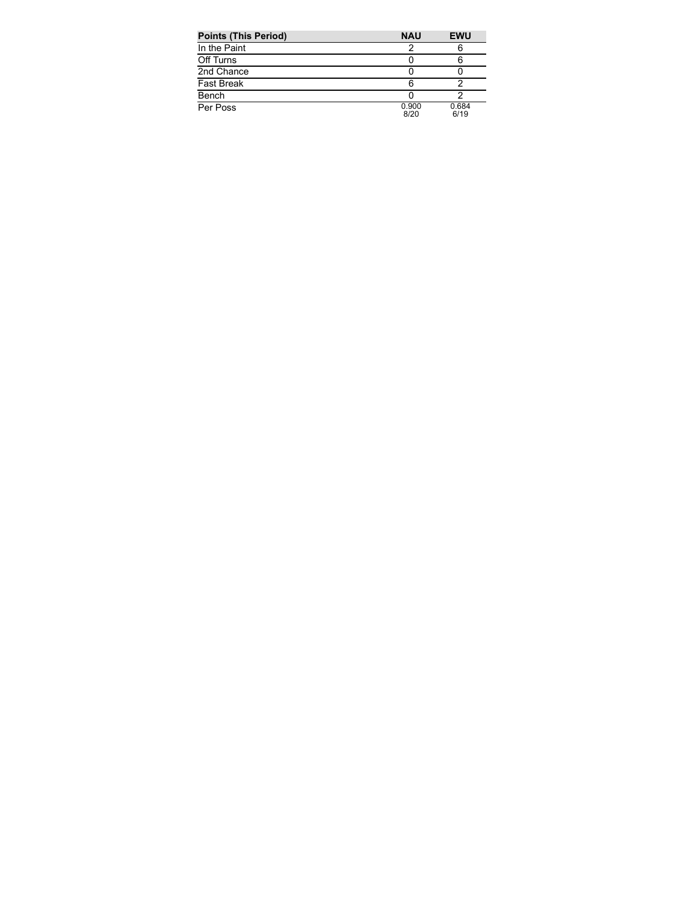| Points (This Period) | NAU | EWU |
|---|---|---|
| In the Paint | 2 | 6 |
| Off Turns | 0 | 6 |
| 2nd Chance | 0 | 0 |
| Fast Break | 6 | 2 |
| Bench | 0 | 2 |
| Per Poss | 0.900<br>8/20 | 0.684<br>6/19 |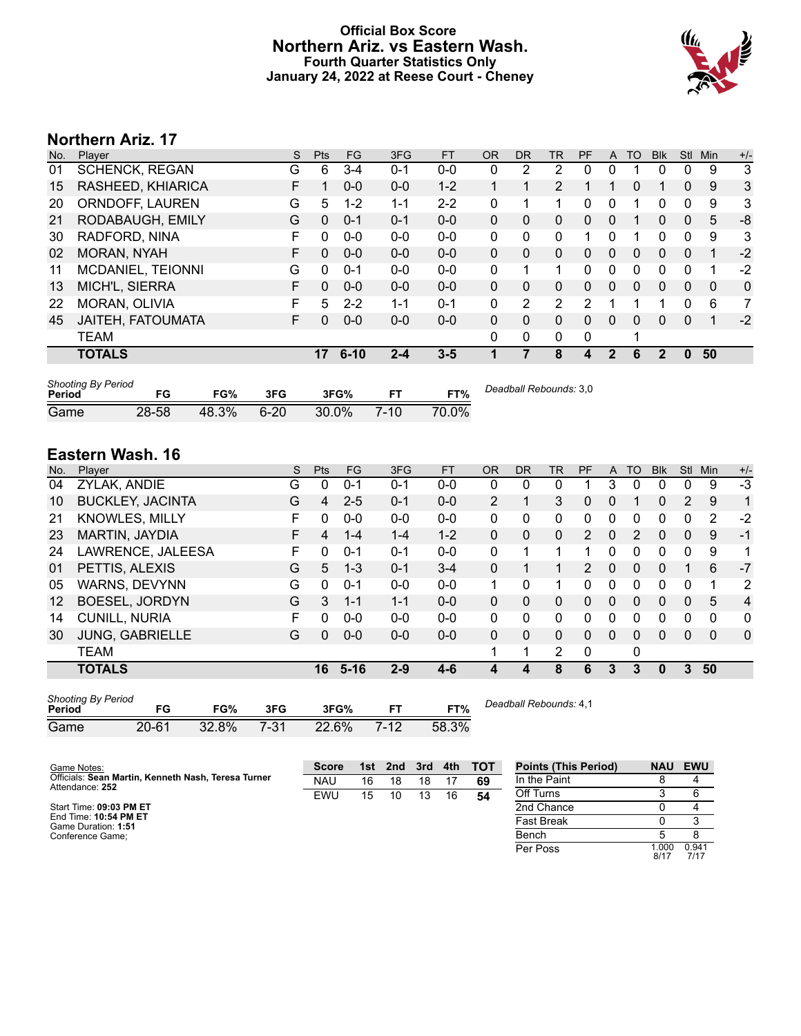# Official Box Score
## Northern Ariz. vs Eastern Wash.
### Fourth Quarter Statistics Only
### January 24, 2022 at Reese Court - Cheney

## Northern Ariz. 17

| No. | Player | S | Pts | FG | 3FG | FT | OR | DR | TR | PF | A | TO | Blk | Stl | Min | +/- |
|---|---|---|---|---|---|---|---|---|---|---|---|---|---|---|---|---|
| 01 | SCHENCK, REGAN | G | 6 | 3-4 | 0-1 | 0-0 | 0 | 2 | 2 | 0 | 0 | 1 | 0 | 0 | 9 | 3 |
| 15 | RASHEED, KHIARICA | F | 1 | 0-0 | 0-0 | 1-2 | 1 | 1 | 2 | 1 | 1 | 0 | 1 | 0 | 9 | 3 |
| 20 | ORNDOFF, LAUREN | G | 5 | 1-2 | 1-1 | 2-2 | 0 | 1 | 1 | 0 | 0 | 1 | 0 | 0 | 9 | 3 |
| 21 | RODABAUGH, EMILY | G | 0 | 0-1 | 0-1 | 0-0 | 0 | 0 | 0 | 0 | 0 | 1 | 0 | 0 | 5 | -8 |
| 30 | RADFORD, NINA | F | 0 | 0-0 | 0-0 | 0-0 | 0 | 0 | 0 | 1 | 0 | 1 | 0 | 0 | 9 | 3 |
| 02 | MORAN, NYAH | F | 0 | 0-0 | 0-0 | 0-0 | 0 | 0 | 0 | 0 | 0 | 0 | 0 | 0 | 1 | -2 |
| 11 | MCDANIEL, TEIONNI | G | 0 | 0-1 | 0-0 | 0-0 | 0 | 1 | 1 | 0 | 0 | 0 | 0 | 0 | 1 | -2 |
| 13 | MICH'L, SIERRA | F | 0 | 0-0 | 0-0 | 0-0 | 0 | 0 | 0 | 0 | 0 | 0 | 0 | 0 | 0 | 0 |
| 22 | MORAN, OLIVIA | F | 5 | 2-2 | 1-1 | 0-1 | 0 | 2 | 2 | 2 | 1 | 1 | 1 | 0 | 6 | 7 |
| 45 | JAITEH, FATOUMATA | F | 0 | 0-0 | 0-0 | 0-0 | 0 | 0 | 0 | 0 | 0 | 0 | 0 | 0 | 1 | -2 |
| | TEAM | | | | | | 0 | 0 | 0 | 0 | | 1 | | | | |
| | **TOTALS** | | **17** | **6-10** | **2-4** | **3-5** | **1** | **7** | **8** | **4** | **2** | **6** | **2** | **0** | **50** | |

*Shooting By Period*

| Period | FG | FG% | 3FG | 3FG% | FT | FT% |
|---|---|---|---|---|---|---|
| Game | 28-58 | 48.3% | 6-20 | 30.0% | 7-10 | 70.0% |

*Deadball Rebounds:* 3,0

## Eastern Wash. 16

| No. | Player | S | Pts | FG | 3FG | FT | OR | DR | TR | PF | A | TO | Blk | Stl | Min | +/- |
|---|---|---|---|---|---|---|---|---|---|---|---|---|---|---|---|---|
| 04 | ZYLAK, ANDIE | G | 0 | 0-1 | 0-1 | 0-0 | 0 | 0 | 0 | 1 | 3 | 0 | 0 | 0 | 9 | -3 |
| 10 | BUCKLEY, JACINTA | G | 4 | 2-5 | 0-1 | 0-0 | 2 | 1 | 3 | 0 | 0 | 1 | 0 | 2 | 9 | 1 |
| 21 | KNOWLES, MILLY | F | 0 | 0-0 | 0-0 | 0-0 | 0 | 0 | 0 | 0 | 0 | 0 | 0 | 0 | 2 | -2 |
| 23 | MARTIN, JAYDIA | F | 4 | 1-4 | 1-4 | 1-2 | 0 | 0 | 0 | 2 | 0 | 2 | 0 | 0 | 9 | -1 |
| 24 | LAWRENCE, JALEESA | F | 0 | 0-1 | 0-1 | 0-0 | 0 | 1 | 1 | 1 | 0 | 0 | 0 | 0 | 9 | 1 |
| 01 | PETTIS, ALEXIS | G | 5 | 1-3 | 0-1 | 3-4 | 0 | 1 | 1 | 2 | 0 | 0 | 0 | 1 | 6 | -7 |
| 05 | WARNS, DEVYNN | G | 0 | 0-1 | 0-0 | 0-0 | 1 | 0 | 1 | 0 | 0 | 0 | 0 | 0 | 1 | 2 |
| 12 | BOESEL, JORDYN | G | 3 | 1-1 | 1-1 | 0-0 | 0 | 0 | 0 | 0 | 0 | 0 | 0 | 0 | 5 | 4 |
| 14 | CUNILL, NURIA | F | 0 | 0-0 | 0-0 | 0-0 | 0 | 0 | 0 | 0 | 0 | 0 | 0 | 0 | 0 | 0 |
| 30 | JUNG, GABRIELLE | G | 0 | 0-0 | 0-0 | 0-0 | 0 | 0 | 0 | 0 | 0 | 0 | 0 | 0 | 0 | 0 |
| | TEAM | | | | | | 1 | 1 | 2 | 0 | | 0 | | | | |
| | **TOTALS** | | **16** | **5-16** | **2-9** | **4-6** | **4** | **4** | **8** | **6** | **3** | **3** | **0** | **3** | **50** | |

*Shooting By Period*

| Period | FG | FG% | 3FG | 3FG% | FT | FT% |
|---|---|---|---|---|---|---|
| Game | 20-61 | 32.8% | 7-31 | 22.6% | 7-12 | 58.3% |

*Deadball Rebounds:* 4,1

Game Notes:
Officials: **Sean Martin, Kenneth Nash, Teresa Turner**
Attendance: **252**

Start Time: **09:03 PM ET**
End Time: **10:54 PM ET**
Game Duration: **1:51**
Conference Game;

| Score | 1st | 2nd | 3rd | 4th | TOT |
|---|---|---|---|---|---|
| NAU | 16 | 18 | 18 | 17 | 69 |
| EWU | 15 | 10 | 13 | 16 | 54 |

| Points (This Period) | NAU | EWU |
|---|---|---|
| In the Paint | 8 | 4 |
| Off Turns | 3 | 6 |
| 2nd Chance | 0 | 4 |
| Fast Break | 0 | 3 |
| Bench | 5 | 8 |
| Per Poss | 1.000 8/17 | 0.941 7/17 |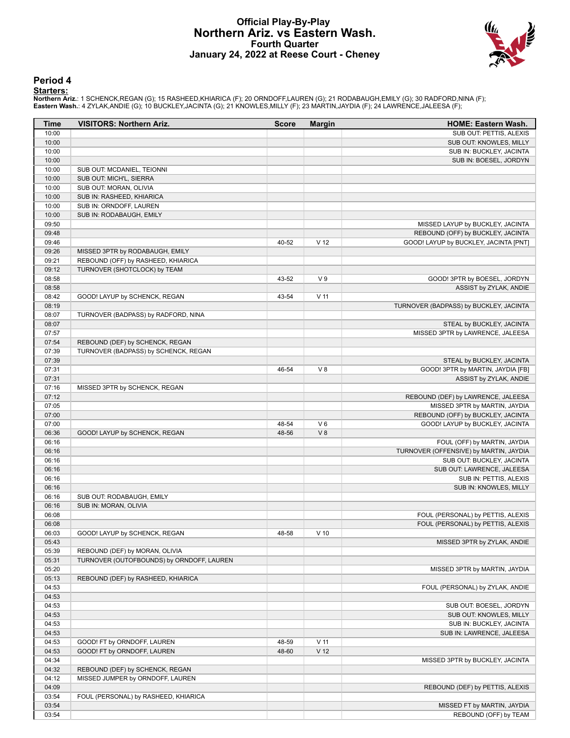# Official Play-By-Play
## Northern Ariz. vs Eastern Wash.
### Fourth Quarter
### January 24, 2022 at Reese Court - Cheney

## Period 4

**Starters:**

**Northern Ariz.**: 1 SCHENCK,REGAN (G); 15 RASHEED,KHIARICA (F); 20 ORNDOFF,LAUREN (G); 21 RODABAUGH,EMILY (G); 30 RADFORD,NINA (F);
**Eastern Wash.**: 4 ZYLAK,ANDIE (G); 10 BUCKLEY,JACINTA (G); 21 KNOWLES,MILLY (F); 23 MARTIN,JAYDIA (F); 24 LAWRENCE,JALEESA (F);

| Time | VISITORS: Northern Ariz. | Score | Margin | HOME: Eastern Wash. |
|---|---|---|---|---|
| 10:00 | | | | SUB OUT: PETTIS, ALEXIS |
| 10:00 | | | | SUB OUT: KNOWLES, MILLY |
| 10:00 | | | | SUB IN: BUCKLEY, JACINTA |
| 10:00 | | | | SUB IN: BOESEL, JORDYN |
| 10:00 | SUB OUT: MCDANIEL, TEIONNI | | | |
| 10:00 | SUB OUT: MICH'L, SIERRA | | | |
| 10:00 | SUB OUT: MORAN, OLIVIA | | | |
| 10:00 | SUB IN: RASHEED, KHIARICA | | | |
| 10:00 | SUB IN: ORNDOFF, LAUREN | | | |
| 10:00 | SUB IN: RODABAUGH, EMILY | | | |
| 09:50 | | | | MISSED LAYUP by BUCKLEY, JACINTA |
| 09:48 | | | | REBOUND (OFF) by BUCKLEY, JACINTA |
| 09:46 | | 40-52 | V 12 | GOOD! LAYUP by BUCKLEY, JACINTA [PNT] |
| 09:26 | MISSED 3PTR by RODABAUGH, EMILY | | | |
| 09:21 | REBOUND (OFF) by RASHEED, KHIARICA | | | |
| 09:12 | TURNOVER (SHOTCLOCK) by TEAM | | | |
| 08:58 | | 43-52 | V 9 | GOOD! 3PTR by BOESEL, JORDYN |
| 08:58 | | | | ASSIST by ZYLAK, ANDIE |
| 08:42 | GOOD! LAYUP by SCHENCK, REGAN | 43-54 | V 11 | |
| 08:19 | | | | TURNOVER (BADPASS) by BUCKLEY, JACINTA |
| 08:07 | TURNOVER (BADPASS) by RADFORD, NINA | | | |
| 08:07 | | | | STEAL by BUCKLEY, JACINTA |
| 07:57 | | | | MISSED 3PTR by LAWRENCE, JALEESA |
| 07:54 | REBOUND (DEF) by SCHENCK, REGAN | | | |
| 07:39 | TURNOVER (BADPASS) by SCHENCK, REGAN | | | |
| 07:39 | | | | STEAL by BUCKLEY, JACINTA |
| 07:31 | | 46-54 | V 8 | GOOD! 3PTR by MARTIN, JAYDIA [FB] |
| 07:31 | | | | ASSIST by ZYLAK, ANDIE |
| 07:16 | MISSED 3PTR by SCHENCK, REGAN | | | |
| 07:12 | | | | REBOUND (DEF) by LAWRENCE, JALEESA |
| 07:05 | | | | MISSED 3PTR by MARTIN, JAYDIA |
| 07:00 | | | | REBOUND (OFF) by BUCKLEY, JACINTA |
| 07:00 | | 48-54 | V 6 | GOOD! LAYUP by BUCKLEY, JACINTA |
| 06:36 | GOOD! LAYUP by SCHENCK, REGAN | 48-56 | V 8 | |
| 06:16 | | | | FOUL (OFF) by MARTIN, JAYDIA |
| 06:16 | | | | TURNOVER (OFFENSIVE) by MARTIN, JAYDIA |
| 06:16 | | | | SUB OUT: BUCKLEY, JACINTA |
| 06:16 | | | | SUB OUT: LAWRENCE, JALEESA |
| 06:16 | | | | SUB IN: PETTIS, ALEXIS |
| 06:16 | | | | SUB IN: KNOWLES, MILLY |
| 06:16 | SUB OUT: RODABAUGH, EMILY | | | |
| 06:16 | SUB IN: MORAN, OLIVIA | | | |
| 06:08 | | | | FOUL (PERSONAL) by PETTIS, ALEXIS |
| 06:08 | | | | FOUL (PERSONAL) by PETTIS, ALEXIS |
| 06:03 | GOOD! LAYUP by SCHENCK, REGAN | 48-58 | V 10 | |
| 05:43 | | | | MISSED 3PTR by ZYLAK, ANDIE |
| 05:39 | REBOUND (DEF) by MORAN, OLIVIA | | | |
| 05:31 | TURNOVER (OUTOFBOUNDS) by ORNDOFF, LAUREN | | | |
| 05:20 | | | | MISSED 3PTR by MARTIN, JAYDIA |
| 05:13 | REBOUND (DEF) by RASHEED, KHIARICA | | | |
| 04:53 | | | | FOUL (PERSONAL) by ZYLAK, ANDIE |
| 04:53 | | | | |
| 04:53 | | | | SUB OUT: BOESEL, JORDYN |
| 04:53 | | | | SUB OUT: KNOWLES, MILLY |
| 04:53 | | | | SUB IN: BUCKLEY, JACINTA |
| 04:53 | | | | SUB IN: LAWRENCE, JALEESA |
| 04:53 | GOOD! FT by ORNDOFF, LAUREN | 48-59 | V 11 | |
| 04:53 | GOOD! FT by ORNDOFF, LAUREN | 48-60 | V 12 | |
| 04:34 | | | | MISSED 3PTR by BUCKLEY, JACINTA |
| 04:32 | REBOUND (DEF) by SCHENCK, REGAN | | | |
| 04:12 | MISSED JUMPER by ORNDOFF, LAUREN | | | |
| 04:09 | | | | REBOUND (DEF) by PETTIS, ALEXIS |
| 03:54 | FOUL (PERSONAL) by RASHEED, KHIARICA | | | |
| 03:54 | | | | MISSED FT by MARTIN, JAYDIA |
| 03:54 | | | | REBOUND (OFF) by TEAM |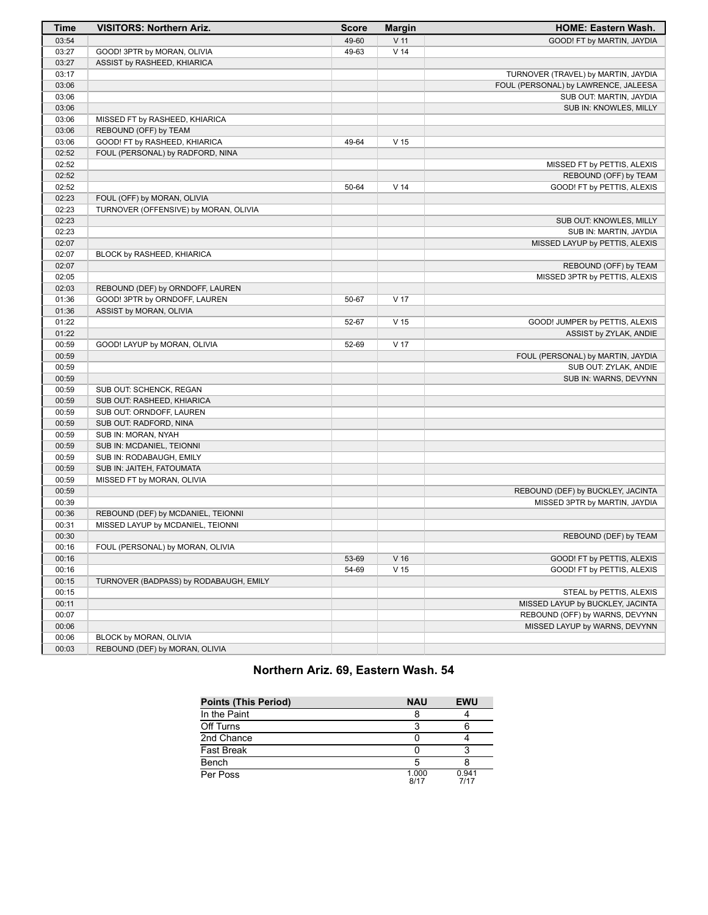| Time | VISITORS: Northern Ariz. | Score | Margin | HOME: Eastern Wash. |
|---|---|---|---|---|
| 03:54 | | 49-60 | V 11 | GOOD! FT by MARTIN, JAYDIA |
| 03:27 | GOOD! 3PTR by MORAN, OLIVIA | 49-63 | V 14 | |
| 03:27 | ASSIST by RASHEED, KHIARICA | | | |
| 03:17 | | | | TURNOVER (TRAVEL) by MARTIN, JAYDIA |
| 03:06 | | | | FOUL (PERSONAL) by LAWRENCE, JALEESA |
| 03:06 | | | | SUB OUT: MARTIN, JAYDIA |
| 03:06 | | | | SUB IN: KNOWLES, MILLY |
| 03:06 | MISSED FT by RASHEED, KHIARICA | | | |
| 03:06 | REBOUND (OFF) by TEAM | | | |
| 03:06 | GOOD! FT by RASHEED, KHIARICA | 49-64 | V 15 | |
| 02:52 | FOUL (PERSONAL) by RADFORD, NINA | | | |
| 02:52 | | | | MISSED FT by PETTIS, ALEXIS |
| 02:52 | | | | REBOUND (OFF) by TEAM |
| 02:52 | | 50-64 | V 14 | GOOD! FT by PETTIS, ALEXIS |
| 02:23 | FOUL (OFF) by MORAN, OLIVIA | | | |
| 02:23 | TURNOVER (OFFENSIVE) by MORAN, OLIVIA | | | |
| 02:23 | | | | SUB OUT: KNOWLES, MILLY |
| 02:23 | | | | SUB IN: MARTIN, JAYDIA |
| 02:07 | | | | MISSED LAYUP by PETTIS, ALEXIS |
| 02:07 | BLOCK by RASHEED, KHIARICA | | | |
| 02:07 | | | | REBOUND (OFF) by TEAM |
| 02:05 | | | | MISSED 3PTR by PETTIS, ALEXIS |
| 02:03 | REBOUND (DEF) by ORNDOFF, LAUREN | | | |
| 01:36 | GOOD! 3PTR by ORNDOFF, LAUREN | 50-67 | V 17 | |
| 01:36 | ASSIST by MORAN, OLIVIA | | | |
| 01:22 | | 52-67 | V 15 | GOOD! JUMPER by PETTIS, ALEXIS |
| 01:22 | | | | ASSIST by ZYLAK, ANDIE |
| 00:59 | GOOD! LAYUP by MORAN, OLIVIA | 52-69 | V 17 | |
| 00:59 | | | | FOUL (PERSONAL) by MARTIN, JAYDIA |
| 00:59 | | | | SUB OUT: ZYLAK, ANDIE |
| 00:59 | | | | SUB IN: WARNS, DEVYNN |
| 00:59 | SUB OUT: SCHENCK, REGAN | | | |
| 00:59 | SUB OUT: RASHEED, KHIARICA | | | |
| 00:59 | SUB OUT: ORNDOFF, LAUREN | | | |
| 00:59 | SUB OUT: RADFORD, NINA | | | |
| 00:59 | SUB IN: MORAN, NYAH | | | |
| 00:59 | SUB IN: MCDANIEL, TEIONNI | | | |
| 00:59 | SUB IN: RODABAUGH, EMILY | | | |
| 00:59 | SUB IN: JAITEH, FATOUMATA | | | |
| 00:59 | MISSED FT by MORAN, OLIVIA | | | |
| 00:59 | | | | REBOUND (DEF) by BUCKLEY, JACINTA |
| 00:39 | | | | MISSED 3PTR by MARTIN, JAYDIA |
| 00:36 | REBOUND (DEF) by MCDANIEL, TEIONNI | | | |
| 00:31 | MISSED LAYUP by MCDANIEL, TEIONNI | | | |
| 00:30 | | | | REBOUND (DEF) by TEAM |
| 00:16 | FOUL (PERSONAL) by MORAN, OLIVIA | | | |
| 00:16 | | 53-69 | V 16 | GOOD! FT by PETTIS, ALEXIS |
| 00:16 | | 54-69 | V 15 | GOOD! FT by PETTIS, ALEXIS |
| 00:15 | TURNOVER (BADPASS) by RODABAUGH, EMILY | | | |
| 00:15 | | | | STEAL by PETTIS, ALEXIS |
| 00:11 | | | | MISSED LAYUP by BUCKLEY, JACINTA |
| 00:07 | | | | REBOUND (OFF) by WARNS, DEVYNN |
| 00:06 | | | | MISSED LAYUP by WARNS, DEVYNN |
| 00:06 | BLOCK by MORAN, OLIVIA | | | |
| 00:03 | REBOUND (DEF) by MORAN, OLIVIA | | | |

## Northern Ariz. 69, Eastern Wash. 54

| Points (This Period) | NAU | EWU |
|---|---|---|
| In the Paint | 8 | 4 |
| Off Turns | 3 | 6 |
| 2nd Chance | 0 | 4 |
| Fast Break | 0 | 3 |
| Bench | 5 | 8 |
| Per Poss | 1.000 8/17 | 0.941 7/17 |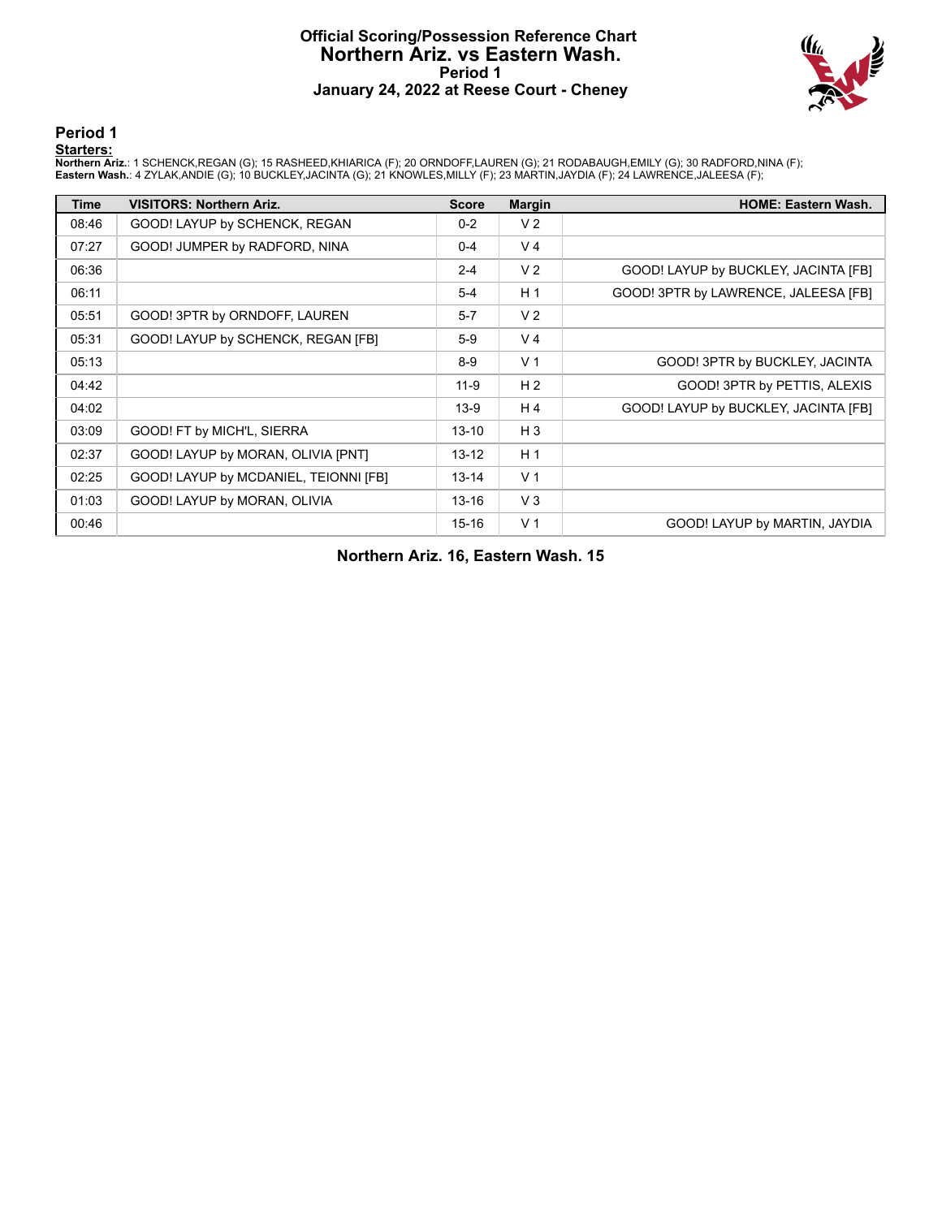# Official Scoring/Possession Reference Chart
# Northern Ariz. vs Eastern Wash.
## Period 1
### January 24, 2022 at Reese Court - Cheney

## Period 1

**Starters:**

**Northern Ariz.**: 1 SCHENCK,REGAN (G); 15 RASHEED,KHIARICA (F); 20 ORNDOFF,LAUREN (G); 21 RODABAUGH,EMILY (G); 30 RADFORD,NINA (F);
**Eastern Wash.**: 4 ZYLAK,ANDIE (G); 10 BUCKLEY,JACINTA (G); 21 KNOWLES,MILLY (F); 23 MARTIN,JAYDIA (F); 24 LAWRENCE,JALEESA (F);

| Time | VISITORS: Northern Ariz. | Score | Margin | HOME: Eastern Wash. |
|---|---|---|---|---|
| 08:46 | GOOD! LAYUP by SCHENCK, REGAN | 0-2 | V 2 | |
| 07:27 | GOOD! JUMPER by RADFORD, NINA | 0-4 | V 4 | |
| 06:36 | | 2-4 | V 2 | GOOD! LAYUP by BUCKLEY, JACINTA [FB] |
| 06:11 | | 5-4 | H 1 | GOOD! 3PTR by LAWRENCE, JALEESA [FB] |
| 05:51 | GOOD! 3PTR by ORNDOFF, LAUREN | 5-7 | V 2 | |
| 05:31 | GOOD! LAYUP by SCHENCK, REGAN [FB] | 5-9 | V 4 | |
| 05:13 | | 8-9 | V 1 | GOOD! 3PTR by BUCKLEY, JACINTA |
| 04:42 | | 11-9 | H 2 | GOOD! 3PTR by PETTIS, ALEXIS |
| 04:02 | | 13-9 | H 4 | GOOD! LAYUP by BUCKLEY, JACINTA [FB] |
| 03:09 | GOOD! FT by MICH'L, SIERRA | 13-10 | H 3 | |
| 02:37 | GOOD! LAYUP by MORAN, OLIVIA [PNT] | 13-12 | H 1 | |
| 02:25 | GOOD! LAYUP by MCDANIEL, TEIONNI [FB] | 13-14 | V 1 | |
| 01:03 | GOOD! LAYUP by MORAN, OLIVIA | 13-16 | V 3 | |
| 00:46 | | 15-16 | V 1 | GOOD! LAYUP by MARTIN, JAYDIA |

**Northern Ariz. 16, Eastern Wash. 15**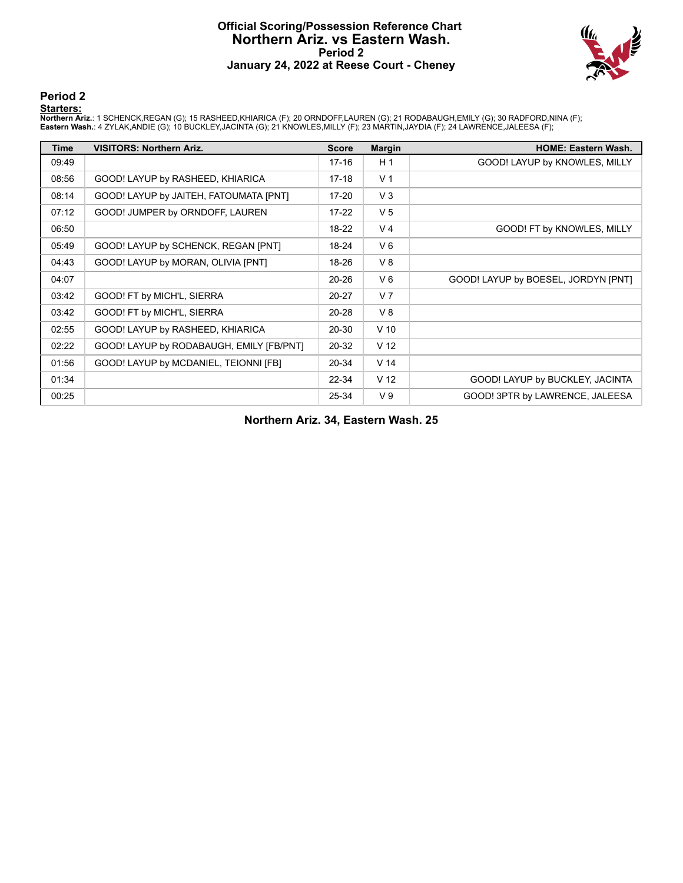# Official Scoring/Possession Reference Chart
## Northern Ariz. vs Eastern Wash.
### Period 2
### January 24, 2022 at Reese Court - Cheney

## Period 2

**Starters:**

**Northern Ariz.**: 1 SCHENCK,REGAN (G); 15 RASHEED,KHIARICA (F); 20 ORNDOFF,LAUREN (G); 21 RODABAUGH,EMILY (G); 30 RADFORD,NINA (F);
**Eastern Wash.**: 4 ZYLAK,ANDIE (G); 10 BUCKLEY,JACINTA (G); 21 KNOWLES,MILLY (F); 23 MARTIN,JAYDIA (F); 24 LAWRENCE,JALEESA (F);

| Time | VISITORS: Northern Ariz. | Score | Margin | HOME: Eastern Wash. |
|---|---|---|---|---|
| 09:49 | | 17-16 | H 1 | GOOD! LAYUP by KNOWLES, MILLY |
| 08:56 | GOOD! LAYUP by RASHEED, KHIARICA | 17-18 | V 1 | |
| 08:14 | GOOD! LAYUP by JAITEH, FATOUMATA [PNT] | 17-20 | V 3 | |
| 07:12 | GOOD! JUMPER by ORNDOFF, LAUREN | 17-22 | V 5 | |
| 06:50 | | 18-22 | V 4 | GOOD! FT by KNOWLES, MILLY |
| 05:49 | GOOD! LAYUP by SCHENCK, REGAN [PNT] | 18-24 | V 6 | |
| 04:43 | GOOD! LAYUP by MORAN, OLIVIA [PNT] | 18-26 | V 8 | |
| 04:07 | | 20-26 | V 6 | GOOD! LAYUP by BOESEL, JORDYN [PNT] |
| 03:42 | GOOD! FT by MICH'L, SIERRA | 20-27 | V 7 | |
| 03:42 | GOOD! FT by MICH'L, SIERRA | 20-28 | V 8 | |
| 02:55 | GOOD! LAYUP by RASHEED, KHIARICA | 20-30 | V 10 | |
| 02:22 | GOOD! LAYUP by RODABAUGH, EMILY [FB/PNT] | 20-32 | V 12 | |
| 01:56 | GOOD! LAYUP by MCDANIEL, TEIONNI [FB] | 20-34 | V 14 | |
| 01:34 | | 22-34 | V 12 | GOOD! LAYUP by BUCKLEY, JACINTA |
| 00:25 | | 25-34 | V 9 | GOOD! 3PTR by LAWRENCE, JALEESA |

**Northern Ariz. 34, Eastern Wash. 25**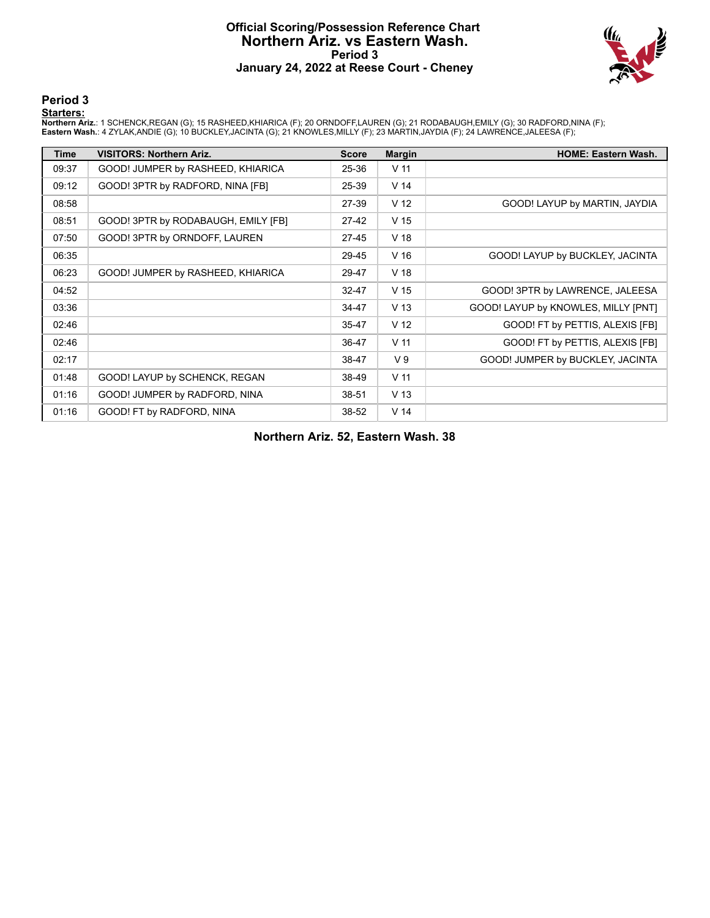# Official Scoring/Possession Reference Chart
# Northern Ariz. vs Eastern Wash.
## Period 3
## January 24, 2022 at Reese Court - Cheney

### Period 3

**Starters:**

**Northern Ariz.**: 1 SCHENCK,REGAN (G); 15 RASHEED,KHIARICA (F); 20 ORNDOFF,LAUREN (G); 21 RODABAUGH,EMILY (G); 30 RADFORD,NINA (F);
**Eastern Wash.**: 4 ZYLAK,ANDIE (G); 10 BUCKLEY,JACINTA (G); 21 KNOWLES,MILLY (F); 23 MARTIN,JAYDIA (F); 24 LAWRENCE,JALEESA (F);

| Time | VISITORS: Northern Ariz. | Score | Margin | HOME: Eastern Wash. |
|---|---|---|---|---|
| 09:37 | GOOD! JUMPER by RASHEED, KHIARICA | 25-36 | V 11 | |
| 09:12 | GOOD! 3PTR by RADFORD, NINA [FB] | 25-39 | V 14 | |
| 08:58 | | 27-39 | V 12 | GOOD! LAYUP by MARTIN, JAYDIA |
| 08:51 | GOOD! 3PTR by RODABAUGH, EMILY [FB] | 27-42 | V 15 | |
| 07:50 | GOOD! 3PTR by ORNDOFF, LAUREN | 27-45 | V 18 | |
| 06:35 | | 29-45 | V 16 | GOOD! LAYUP by BUCKLEY, JACINTA |
| 06:23 | GOOD! JUMPER by RASHEED, KHIARICA | 29-47 | V 18 | |
| 04:52 | | 32-47 | V 15 | GOOD! 3PTR by LAWRENCE, JALEESA |
| 03:36 | | 34-47 | V 13 | GOOD! LAYUP by KNOWLES, MILLY [PNT] |
| 02:46 | | 35-47 | V 12 | GOOD! FT by PETTIS, ALEXIS [FB] |
| 02:46 | | 36-47 | V 11 | GOOD! FT by PETTIS, ALEXIS [FB] |
| 02:17 | | 38-47 | V 9 | GOOD! JUMPER by BUCKLEY, JACINTA |
| 01:48 | GOOD! LAYUP by SCHENCK, REGAN | 38-49 | V 11 | |
| 01:16 | GOOD! JUMPER by RADFORD, NINA | 38-51 | V 13 | |
| 01:16 | GOOD! FT by RADFORD, NINA | 38-52 | V 14 | |

**Northern Ariz. 52, Eastern Wash. 38**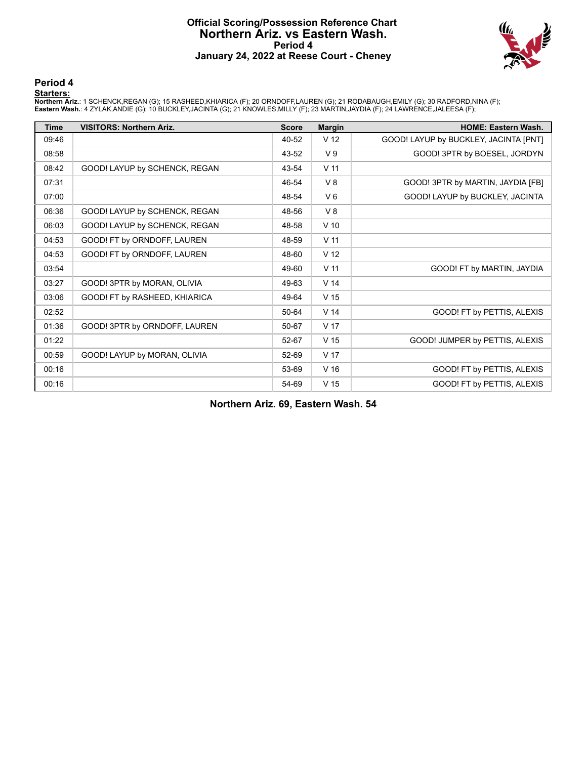# Official Scoring/Possession Reference Chart
# Northern Ariz. vs Eastern Wash.
# Period 4
# January 24, 2022 at Reese Court - Cheney

## Period 4

**Starters:**

**Northern Ariz.**: 1 SCHENCK,REGAN (G); 15 RASHEED,KHIARICA (F); 20 ORNDOFF,LAUREN (G); 21 RODABAUGH,EMILY (G); 30 RADFORD,NINA (F);
**Eastern Wash.**: 4 ZYLAK,ANDIE (G); 10 BUCKLEY,JACINTA (G); 21 KNOWLES,MILLY (F); 23 MARTIN,JAYDIA (F); 24 LAWRENCE,JALEESA (F);

| Time | VISITORS: Northern Ariz. | Score | Margin | HOME: Eastern Wash. |
| --- | --- | --- | --- | --- |
| 09:46 | | 40-52 | V 12 | GOOD! LAYUP by BUCKLEY, JACINTA [PNT] |
| 08:58 | | 43-52 | V 9 | GOOD! 3PTR by BOESEL, JORDYN |
| 08:42 | GOOD! LAYUP by SCHENCK, REGAN | 43-54 | V 11 | |
| 07:31 | | 46-54 | V 8 | GOOD! 3PTR by MARTIN, JAYDIA [FB] |
| 07:00 | | 48-54 | V 6 | GOOD! LAYUP by BUCKLEY, JACINTA |
| 06:36 | GOOD! LAYUP by SCHENCK, REGAN | 48-56 | V 8 | |
| 06:03 | GOOD! LAYUP by SCHENCK, REGAN | 48-58 | V 10 | |
| 04:53 | GOOD! FT by ORNDOFF, LAUREN | 48-59 | V 11 | |
| 04:53 | GOOD! FT by ORNDOFF, LAUREN | 48-60 | V 12 | |
| 03:54 | | 49-60 | V 11 | GOOD! FT by MARTIN, JAYDIA |
| 03:27 | GOOD! 3PTR by MORAN, OLIVIA | 49-63 | V 14 | |
| 03:06 | GOOD! FT by RASHEED, KHIARICA | 49-64 | V 15 | |
| 02:52 | | 50-64 | V 14 | GOOD! FT by PETTIS, ALEXIS |
| 01:36 | GOOD! 3PTR by ORNDOFF, LAUREN | 50-67 | V 17 | |
| 01:22 | | 52-67 | V 15 | GOOD! JUMPER by PETTIS, ALEXIS |
| 00:59 | GOOD! LAYUP by MORAN, OLIVIA | 52-69 | V 17 | |
| 00:16 | | 53-69 | V 16 | GOOD! FT by PETTIS, ALEXIS |
| 00:16 | | 54-69 | V 15 | GOOD! FT by PETTIS, ALEXIS |

**Northern Ariz. 69, Eastern Wash. 54**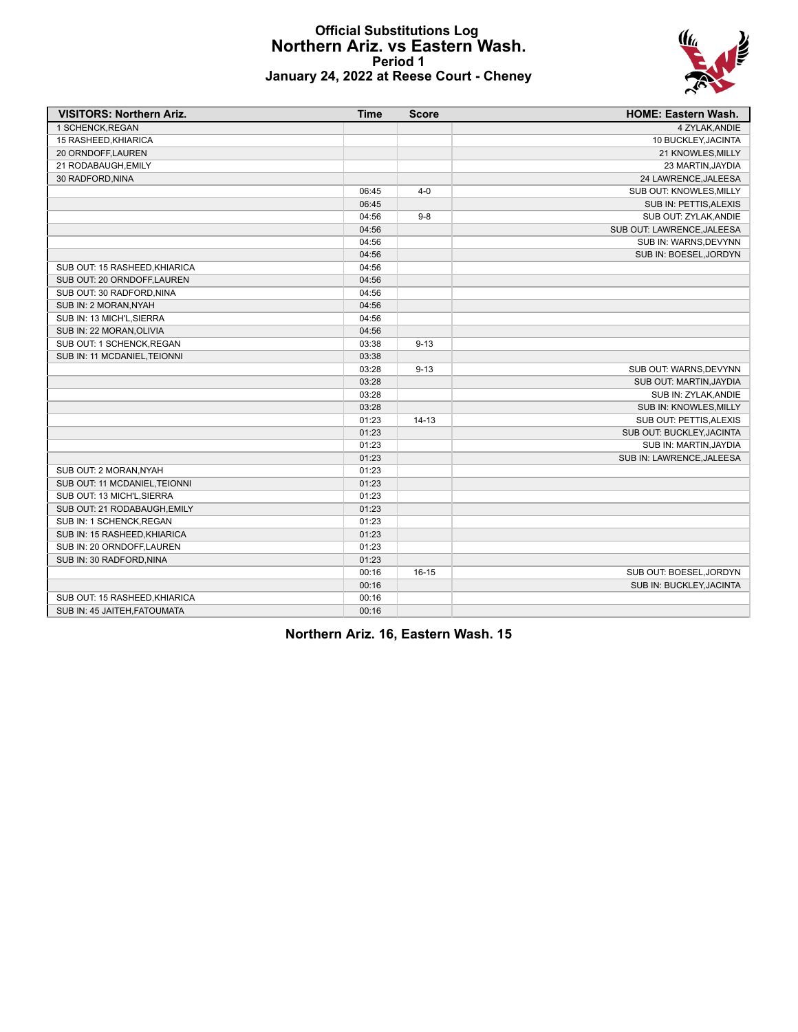# Official Substitutions Log
# Northern Ariz. vs Eastern Wash.
## Period 1
### January 24, 2022 at Reese Court - Cheney

| VISITORS: Northern Ariz. | Time | Score | HOME: Eastern Wash. |
|---|---|---|---|
| 1 SCHENCK,REGAN | | | 4 ZYLAK,ANDIE |
| 15 RASHEED,KHIARICA | | | 10 BUCKLEY,JACINTA |
| 20 ORNDOFF,LAUREN | | | 21 KNOWLES,MILLY |
| 21 RODABAUGH,EMILY | | | 23 MARTIN,JAYDIA |
| 30 RADFORD,NINA | | | 24 LAWRENCE,JALEESA |
| | 06:45 | 4-0 | SUB OUT: KNOWLES,MILLY |
| | 06:45 | | SUB IN: PETTIS,ALEXIS |
| | 04:56 | 9-8 | SUB OUT: ZYLAK,ANDIE |
| | 04:56 | | SUB OUT: LAWRENCE,JALEESA |
| | 04:56 | | SUB IN: WARNS,DEVYNN |
| | 04:56 | | SUB IN: BOESEL,JORDYN |
| SUB OUT: 15 RASHEED,KHIARICA | 04:56 | | |
| SUB OUT: 20 ORNDOFF,LAUREN | 04:56 | | |
| SUB OUT: 30 RADFORD,NINA | 04:56 | | |
| SUB IN: 2 MORAN,NYAH | 04:56 | | |
| SUB IN: 13 MICH'L,SIERRA | 04:56 | | |
| SUB IN: 22 MORAN,OLIVIA | 04:56 | | |
| SUB OUT: 1 SCHENCK,REGAN | 03:38 | 9-13 | |
| SUB IN: 11 MCDANIEL,TEIONNI | 03:38 | | |
| | 03:28 | 9-13 | SUB OUT: WARNS,DEVYNN |
| | 03:28 | | SUB OUT: MARTIN,JAYDIA |
| | 03:28 | | SUB IN: ZYLAK,ANDIE |
| | 03:28 | | SUB IN: KNOWLES,MILLY |
| | 01:23 | 14-13 | SUB OUT: PETTIS,ALEXIS |
| | 01:23 | | SUB OUT: BUCKLEY,JACINTA |
| | 01:23 | | SUB IN: MARTIN,JAYDIA |
| | 01:23 | | SUB IN: LAWRENCE,JALEESA |
| SUB OUT: 2 MORAN,NYAH | 01:23 | | |
| SUB OUT: 11 MCDANIEL,TEIONNI | 01:23 | | |
| SUB OUT: 13 MICH'L,SIERRA | 01:23 | | |
| SUB OUT: 21 RODABAUGH,EMILY | 01:23 | | |
| SUB IN: 1 SCHENCK,REGAN | 01:23 | | |
| SUB IN: 15 RASHEED,KHIARICA | 01:23 | | |
| SUB IN: 20 ORNDOFF,LAUREN | 01:23 | | |
| SUB IN: 30 RADFORD,NINA | 01:23 | | |
| | 00:16 | 16-15 | SUB OUT: BOESEL,JORDYN |
| | 00:16 | | SUB IN: BUCKLEY,JACINTA |
| SUB OUT: 15 RASHEED,KHIARICA | 00:16 | | |
| SUB IN: 45 JAITEH,FATOUMATA | 00:16 | | |

**Northern Ariz. 16, Eastern Wash. 15**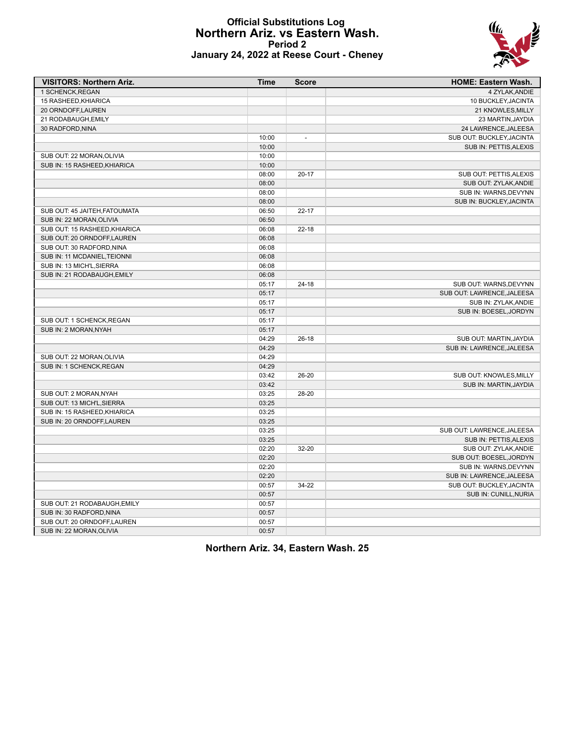# Official Substitutions Log
## Northern Ariz. vs Eastern Wash.
### Period 2
### January 24, 2022 at Reese Court - Cheney

| VISITORS: Northern Ariz. | Time | Score | HOME: Eastern Wash. |
|---|---|---|---|
| 1 SCHENCK,REGAN | | | 4 ZYLAK,ANDIE |
| 15 RASHEED,KHIARICA | | | 10 BUCKLEY,JACINTA |
| 20 ORNDOFF,LAUREN | | | 21 KNOWLES,MILLY |
| 21 RODABAUGH,EMILY | | | 23 MARTIN,JAYDIA |
| 30 RADFORD,NINA | | | 24 LAWRENCE,JALEESA |
| | 10:00 | - | SUB OUT: BUCKLEY,JACINTA |
| | 10:00 | | SUB IN: PETTIS,ALEXIS |
| SUB OUT: 22 MORAN,OLIVIA | 10:00 | | |
| SUB IN: 15 RASHEED,KHIARICA | 10:00 | | |
| | 08:00 | 20-17 | SUB OUT: PETTIS,ALEXIS |
| | 08:00 | | SUB OUT: ZYLAK,ANDIE |
| | 08:00 | | SUB IN: WARNS,DEVYNN |
| | 08:00 | | SUB IN: BUCKLEY,JACINTA |
| SUB OUT: 45 JAITEH,FATOUMATA | 06:50 | 22-17 | |
| SUB IN: 22 MORAN,OLIVIA | 06:50 | | |
| SUB OUT: 15 RASHEED,KHIARICA | 06:08 | 22-18 | |
| SUB OUT: 20 ORNDOFF,LAUREN | 06:08 | | |
| SUB OUT: 30 RADFORD,NINA | 06:08 | | |
| SUB IN: 11 MCDANIEL,TEIONNI | 06:08 | | |
| SUB IN: 13 MICH'L,SIERRA | 06:08 | | |
| SUB IN: 21 RODABAUGH,EMILY | 06:08 | | |
| | 05:17 | 24-18 | SUB OUT: WARNS,DEVYNN |
| | 05:17 | | SUB OUT: LAWRENCE,JALEESA |
| | 05:17 | | SUB IN: ZYLAK,ANDIE |
| | 05:17 | | SUB IN: BOESEL,JORDYN |
| SUB OUT: 1 SCHENCK,REGAN | 05:17 | | |
| SUB IN: 2 MORAN,NYAH | 05:17 | | |
| | 04:29 | 26-18 | SUB OUT: MARTIN,JAYDIA |
| | 04:29 | | SUB IN: LAWRENCE,JALEESA |
| SUB OUT: 22 MORAN,OLIVIA | 04:29 | | |
| SUB IN: 1 SCHENCK,REGAN | 04:29 | | |
| | 03:42 | 26-20 | SUB OUT: KNOWLES,MILLY |
| | 03:42 | | SUB IN: MARTIN,JAYDIA |
| SUB OUT: 2 MORAN,NYAH | 03:25 | 28-20 | |
| SUB OUT: 13 MICH'L,SIERRA | 03:25 | | |
| SUB IN: 15 RASHEED,KHIARICA | 03:25 | | |
| SUB IN: 20 ORNDOFF,LAUREN | 03:25 | | |
| | 03:25 | | SUB OUT: LAWRENCE,JALEESA |
| | 03:25 | | SUB IN: PETTIS,ALEXIS |
| | 02:20 | 32-20 | SUB OUT: ZYLAK,ANDIE |
| | 02:20 | | SUB OUT: BOESEL,JORDYN |
| | 02:20 | | SUB IN: WARNS,DEVYNN |
| | 02:20 | | SUB IN: LAWRENCE,JALEESA |
| | 00:57 | 34-22 | SUB OUT: BUCKLEY,JACINTA |
| | 00:57 | | SUB IN: CUNILL,NURIA |
| SUB OUT: 21 RODABAUGH,EMILY | 00:57 | | |
| SUB IN: 30 RADFORD,NINA | 00:57 | | |
| SUB OUT: 20 ORNDOFF,LAUREN | 00:57 | | |
| SUB IN: 22 MORAN,OLIVIA | 00:57 | | |

**Northern Ariz. 34, Eastern Wash. 25**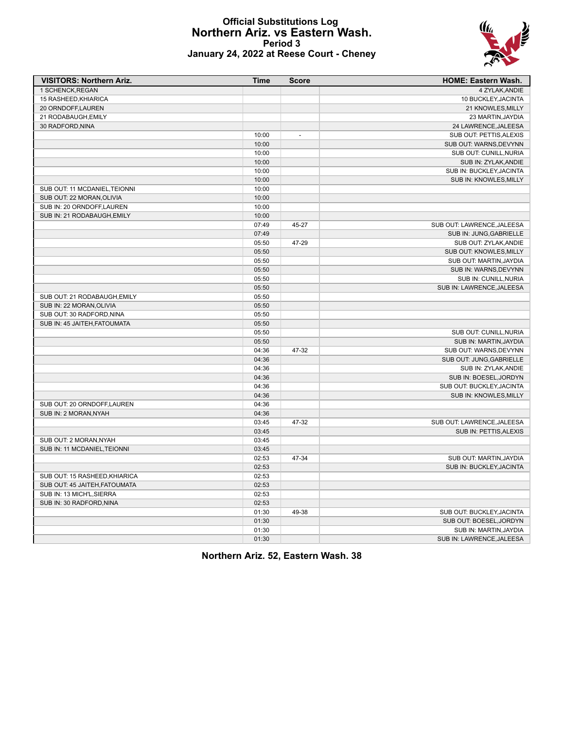# Official Substitutions Log
## Northern Ariz. vs Eastern Wash.
### Period 3
### January 24, 2022 at Reese Court - Cheney

| VISITORS: Northern Ariz. | Time | Score | HOME: Eastern Wash. |
|---|---|---|---|
| 1 SCHENCK,REGAN | | | 4 ZYLAK,ANDIE |
| 15 RASHEED,KHIARICA | | | 10 BUCKLEY,JACINTA |
| 20 ORNDOFF,LAUREN | | | 21 KNOWLES,MILLY |
| 21 RODABAUGH,EMILY | | | 23 MARTIN,JAYDIA |
| 30 RADFORD,NINA | | | 24 LAWRENCE,JALEESA |
| | 10:00 | - | SUB OUT: PETTIS,ALEXIS |
| | 10:00 | | SUB OUT: WARNS,DEVYNN |
| | 10:00 | | SUB OUT: CUNILL,NURIA |
| | 10:00 | | SUB IN: ZYLAK,ANDIE |
| | 10:00 | | SUB IN: BUCKLEY,JACINTA |
| | 10:00 | | SUB IN: KNOWLES,MILLY |
| SUB OUT: 11 MCDANIEL,TEIONNI | 10:00 | | |
| SUB OUT: 22 MORAN,OLIVIA | 10:00 | | |
| SUB IN: 20 ORNDOFF,LAUREN | 10:00 | | |
| SUB IN: 21 RODABAUGH,EMILY | 10:00 | | |
| | 07:49 | 45-27 | SUB OUT: LAWRENCE,JALEESA |
| | 07:49 | | SUB IN: JUNG,GABRIELLE |
| | 05:50 | 47-29 | SUB OUT: ZYLAK,ANDIE |
| | 05:50 | | SUB OUT: KNOWLES,MILLY |
| | 05:50 | | SUB OUT: MARTIN,JAYDIA |
| | 05:50 | | SUB IN: WARNS,DEVYNN |
| | 05:50 | | SUB IN: CUNILL,NURIA |
| | 05:50 | | SUB IN: LAWRENCE,JALEESA |
| SUB OUT: 21 RODABAUGH,EMILY | 05:50 | | |
| SUB IN: 22 MORAN,OLIVIA | 05:50 | | |
| SUB OUT: 30 RADFORD,NINA | 05:50 | | |
| SUB IN: 45 JAITEH,FATOUMATA | 05:50 | | |
| | 05:50 | | SUB OUT: CUNILL,NURIA |
| | 05:50 | | SUB IN: MARTIN,JAYDIA |
| | 04:36 | 47-32 | SUB OUT: WARNS,DEVYNN |
| | 04:36 | | SUB OUT: JUNG,GABRIELLE |
| | 04:36 | | SUB IN: ZYLAK,ANDIE |
| | 04:36 | | SUB IN: BOESEL,JORDYN |
| | 04:36 | | SUB OUT: BUCKLEY,JACINTA |
| | 04:36 | | SUB IN: KNOWLES,MILLY |
| SUB OUT: 20 ORNDOFF,LAUREN | 04:36 | | |
| SUB IN: 2 MORAN,NYAH | 04:36 | | |
| | 03:45 | 47-32 | SUB OUT: LAWRENCE,JALEESA |
| | 03:45 | | SUB IN: PETTIS,ALEXIS |
| SUB OUT: 2 MORAN,NYAH | 03:45 | | |
| SUB IN: 11 MCDANIEL,TEIONNI | 03:45 | | |
| | 02:53 | 47-34 | SUB OUT: MARTIN,JAYDIA |
| | 02:53 | | SUB IN: BUCKLEY,JACINTA |
| SUB OUT: 15 RASHEED,KHIARICA | 02:53 | | |
| SUB OUT: 45 JAITEH,FATOUMATA | 02:53 | | |
| SUB IN: 13 MICH'L,SIERRA | 02:53 | | |
| SUB IN: 30 RADFORD,NINA | 02:53 | | |
| | 01:30 | 49-38 | SUB OUT: BUCKLEY,JACINTA |
| | 01:30 | | SUB OUT: BOESEL,JORDYN |
| | 01:30 | | SUB IN: MARTIN,JAYDIA |
| | 01:30 | | SUB IN: LAWRENCE,JALEESA |

**Northern Ariz. 52, Eastern Wash. 38**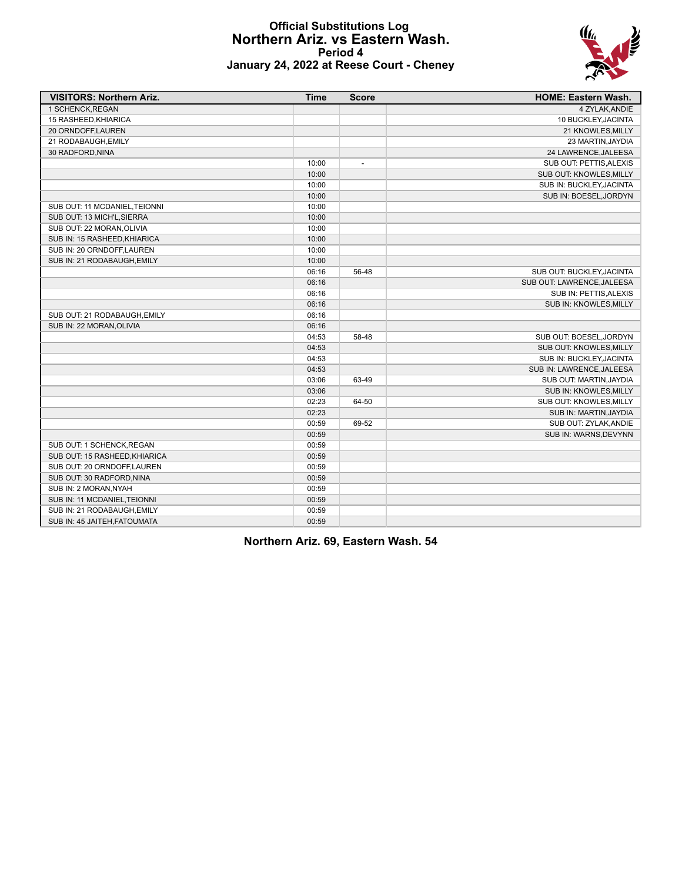# Official Substitutions Log
## Northern Ariz. vs Eastern Wash.
### Period 4
### January 24, 2022 at Reese Court - Cheney

| VISITORS: Northern Ariz. | Time | Score | HOME: Eastern Wash. |
|---|---|---|---|
| 1 SCHENCK,REGAN | | | 4 ZYLAK,ANDIE |
| 15 RASHEED,KHIARICA | | | 10 BUCKLEY,JACINTA |
| 20 ORNDOFF,LAUREN | | | 21 KNOWLES,MILLY |
| 21 RODABAUGH,EMILY | | | 23 MARTIN,JAYDIA |
| 30 RADFORD,NINA | | | 24 LAWRENCE,JALEESA |
| | 10:00 | - | SUB OUT: PETTIS,ALEXIS |
| | 10:00 | | SUB OUT: KNOWLES,MILLY |
| | 10:00 | | SUB IN: BUCKLEY,JACINTA |
| | 10:00 | | SUB IN: BOESEL,JORDYN |
| SUB OUT: 11 MCDANIEL,TEIONNI | 10:00 | | |
| SUB OUT: 13 MICH'L,SIERRA | 10:00 | | |
| SUB OUT: 22 MORAN,OLIVIA | 10:00 | | |
| SUB IN: 15 RASHEED,KHIARICA | 10:00 | | |
| SUB IN: 20 ORNDOFF,LAUREN | 10:00 | | |
| SUB IN: 21 RODABAUGH,EMILY | 10:00 | | |
| | 06:16 | 56-48 | SUB OUT: BUCKLEY,JACINTA |
| | 06:16 | | SUB OUT: LAWRENCE,JALEESA |
| | 06:16 | | SUB IN: PETTIS,ALEXIS |
| | 06:16 | | SUB IN: KNOWLES,MILLY |
| SUB OUT: 21 RODABAUGH,EMILY | 06:16 | | |
| SUB IN: 22 MORAN,OLIVIA | 06:16 | | |
| | 04:53 | 58-48 | SUB OUT: BOESEL,JORDYN |
| | 04:53 | | SUB OUT: KNOWLES,MILLY |
| | 04:53 | | SUB IN: BUCKLEY,JACINTA |
| | 04:53 | | SUB IN: LAWRENCE,JALEESA |
| | 03:06 | 63-49 | SUB OUT: MARTIN,JAYDIA |
| | 03:06 | | SUB IN: KNOWLES,MILLY |
| | 02:23 | 64-50 | SUB OUT: KNOWLES,MILLY |
| | 02:23 | | SUB IN: MARTIN,JAYDIA |
| | 00:59 | 69-52 | SUB OUT: ZYLAK,ANDIE |
| | 00:59 | | SUB IN: WARNS,DEVYNN |
| SUB OUT: 1 SCHENCK,REGAN | 00:59 | | |
| SUB OUT: 15 RASHEED,KHIARICA | 00:59 | | |
| SUB OUT: 20 ORNDOFF,LAUREN | 00:59 | | |
| SUB OUT: 30 RADFORD,NINA | 00:59 | | |
| SUB IN: 2 MORAN,NYAH | 00:59 | | |
| SUB IN: 11 MCDANIEL,TEIONNI | 00:59 | | |
| SUB IN: 21 RODABAUGH,EMILY | 00:59 | | |
| SUB IN: 45 JAITEH,FATOUMATA | 00:59 | | |

**Northern Ariz. 69, Eastern Wash. 54**